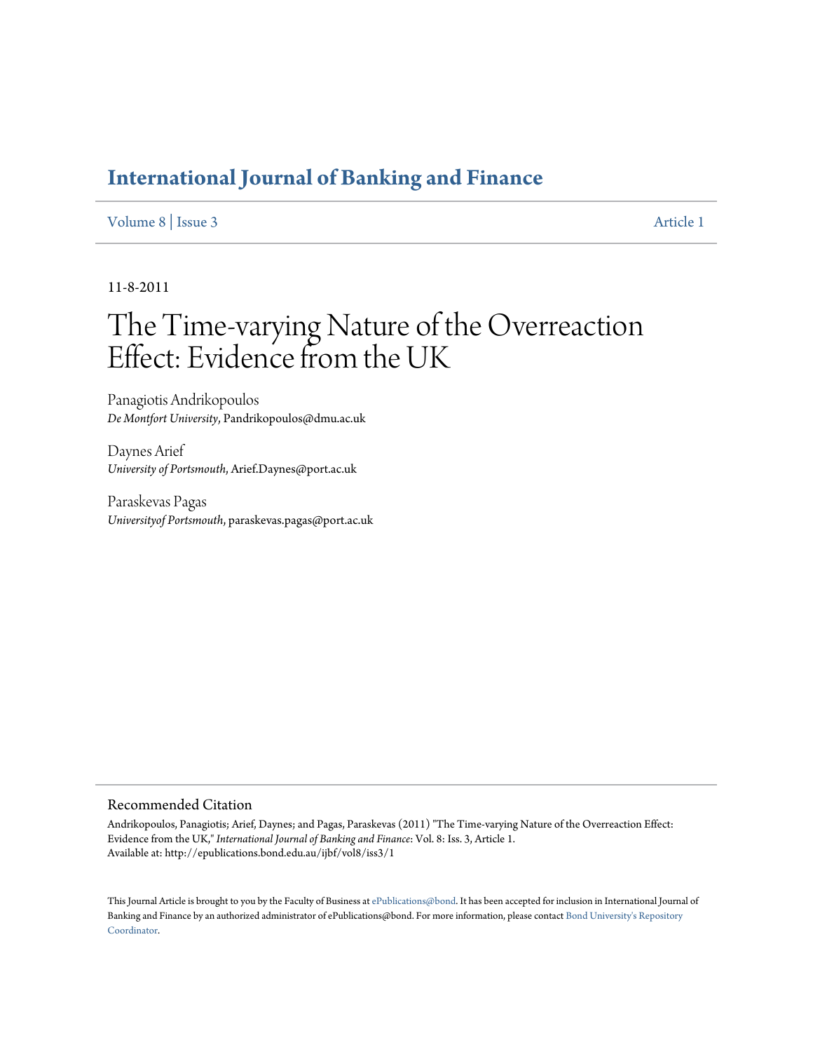# International Journal of Banking and Finance

Volume 8 | Issue 3 Article 1

11-8-2011

# The Time-varying Nature of the Overreaction Effect: Evidence from the UK

Panagiotis Andrikopoulos
*De Montfort University*, Pandrikopoulos@dmu.ac.uk

Daynes Arief
*University of Portsmouth*, Arief.Daynes@port.ac.uk

Paraskevas Pagas
*Universityof Portsmouth*, paraskevas.pagas@port.ac.uk

## Recommended Citation

Andrikopoulos, Panagiotis; Arief, Daynes; and Pagas, Paraskevas (2011) "The Time-varying Nature of the Overreaction Effect: Evidence from the UK," *International Journal of Banking and Finance*: Vol. 8: Iss. 3, Article 1.
Available at: http://epublications.bond.edu.au/ijbf/vol8/iss3/1

This Journal Article is brought to you by the Faculty of Business at ePublications@bond. It has been accepted for inclusion in International Journal of Banking and Finance by an authorized administrator of ePublications@bond. For more information, please contact Bond University's Repository Coordinator.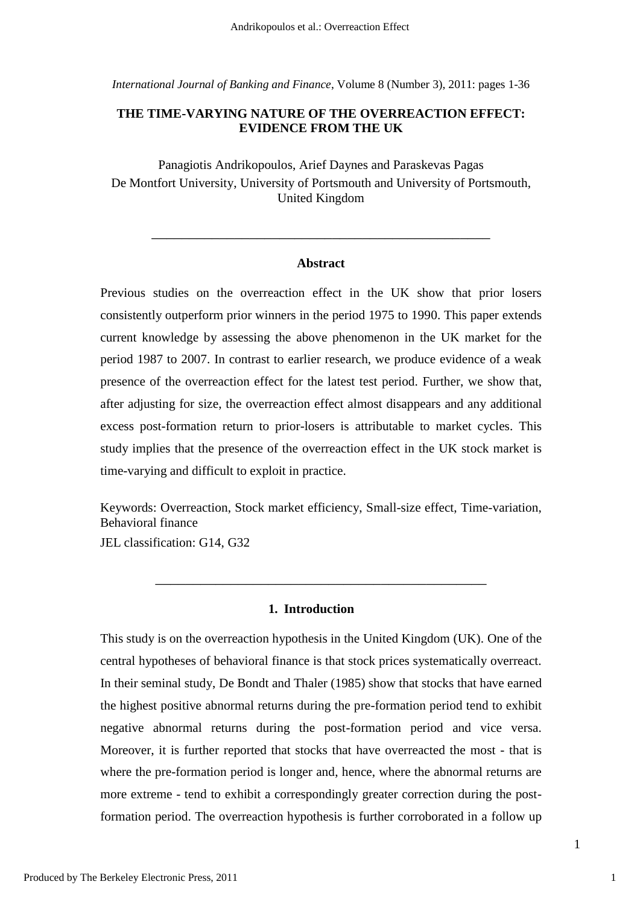*International Journal of Banking and Finance*, Volume 8 (Number 3), 2011: pages 1-36

**THE TIME-VARYING NATURE OF THE OVERREACTION EFFECT: EVIDENCE FROM THE UK**

Panagiotis Andrikopoulos, Arief Daynes and Paraskevas Pagas
De Montfort University, University of Portsmouth and University of Portsmouth, United Kingdom

---

**Abstract**

Previous studies on the overreaction effect in the UK show that prior losers consistently outperform prior winners in the period 1975 to 1990. This paper extends current knowledge by assessing the above phenomenon in the UK market for the period 1987 to 2007. In contrast to earlier research, we produce evidence of a weak presence of the overreaction effect for the latest test period. Further, we show that, after adjusting for size, the overreaction effect almost disappears and any additional excess post-formation return to prior-losers is attributable to market cycles. This study implies that the presence of the overreaction effect in the UK stock market is time-varying and difficult to exploit in practice.

Keywords: Overreaction, Stock market efficiency, Small-size effect, Time-variation, Behavioral finance
JEL classification: G14, G32

---

## 1. Introduction

This study is on the overreaction hypothesis in the United Kingdom (UK). One of the central hypotheses of behavioral finance is that stock prices systematically overreact. In their seminal study, De Bondt and Thaler (1985) show that stocks that have earned the highest positive abnormal returns during the pre-formation period tend to exhibit negative abnormal returns during the post-formation period and vice versa. Moreover, it is further reported that stocks that have overreacted the most - that is where the pre-formation period is longer and, hence, where the abnormal returns are more extreme - tend to exhibit a correspondingly greater correction during the post-formation period. The overreaction hypothesis is further corroborated in a follow up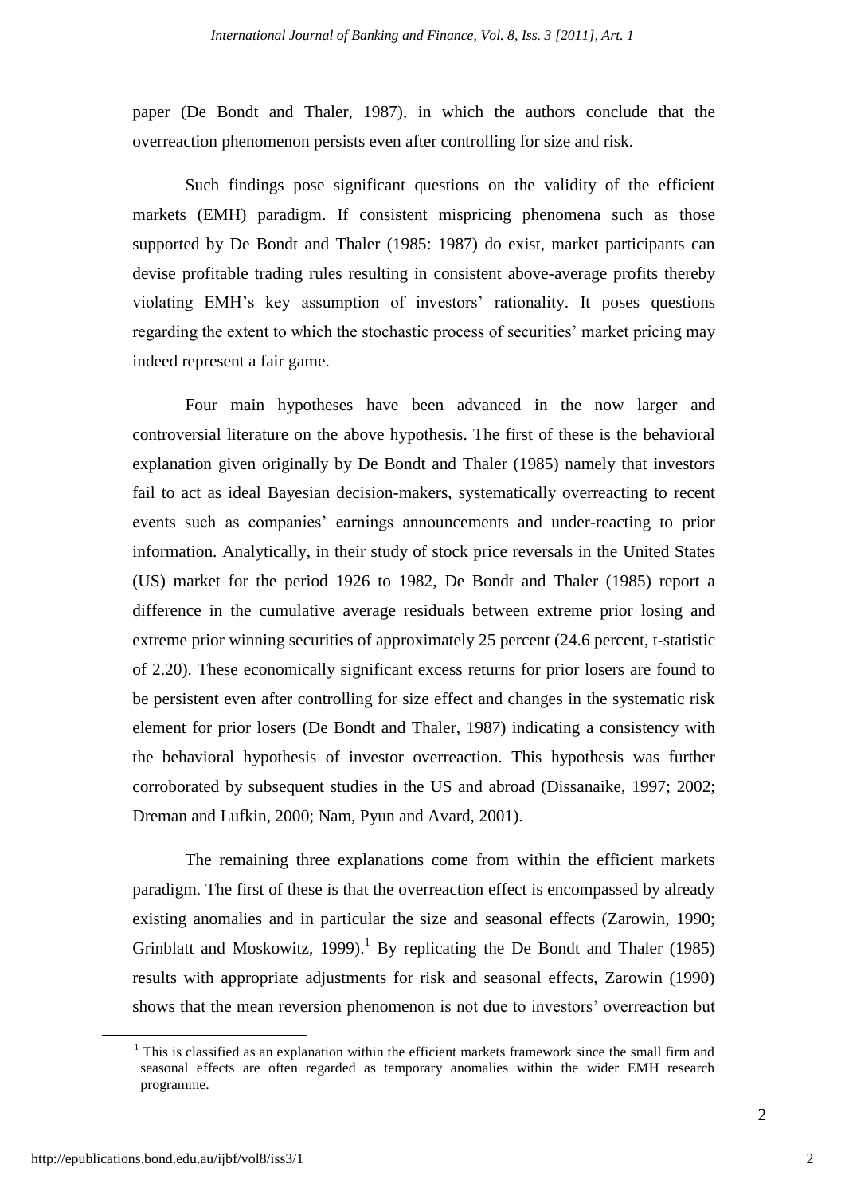paper (De Bondt and Thaler, 1987), in which the authors conclude that the overreaction phenomenon persists even after controlling for size and risk.

Such findings pose significant questions on the validity of the efficient markets (EMH) paradigm. If consistent mispricing phenomena such as those supported by De Bondt and Thaler (1985: 1987) do exist, market participants can devise profitable trading rules resulting in consistent above-average profits thereby violating EMH's key assumption of investors' rationality. It poses questions regarding the extent to which the stochastic process of securities' market pricing may indeed represent a fair game.

Four main hypotheses have been advanced in the now larger and controversial literature on the above hypothesis. The first of these is the behavioral explanation given originally by De Bondt and Thaler (1985) namely that investors fail to act as ideal Bayesian decision-makers, systematically overreacting to recent events such as companies' earnings announcements and under-reacting to prior information. Analytically, in their study of stock price reversals in the United States (US) market for the period 1926 to 1982, De Bondt and Thaler (1985) report a difference in the cumulative average residuals between extreme prior losing and extreme prior winning securities of approximately 25 percent (24.6 percent, t-statistic of 2.20). These economically significant excess returns for prior losers are found to be persistent even after controlling for size effect and changes in the systematic risk element for prior losers (De Bondt and Thaler, 1987) indicating a consistency with the behavioral hypothesis of investor overreaction. This hypothesis was further corroborated by subsequent studies in the US and abroad (Dissanaike, 1997; 2002; Dreman and Lufkin, 2000; Nam, Pyun and Avard, 2001).

The remaining three explanations come from within the efficient markets paradigm. The first of these is that the overreaction effect is encompassed by already existing anomalies and in particular the size and seasonal effects (Zarowin, 1990; Grinblatt and Moskowitz, 1999).[1] By replicating the De Bondt and Thaler (1985) results with appropriate adjustments for risk and seasonal effects, Zarowin (1990) shows that the mean reversion phenomenon is not due to investors' overreaction but

[1] This is classified as an explanation within the efficient markets framework since the small firm and seasonal effects are often regarded as temporary anomalies within the wider EMH research programme.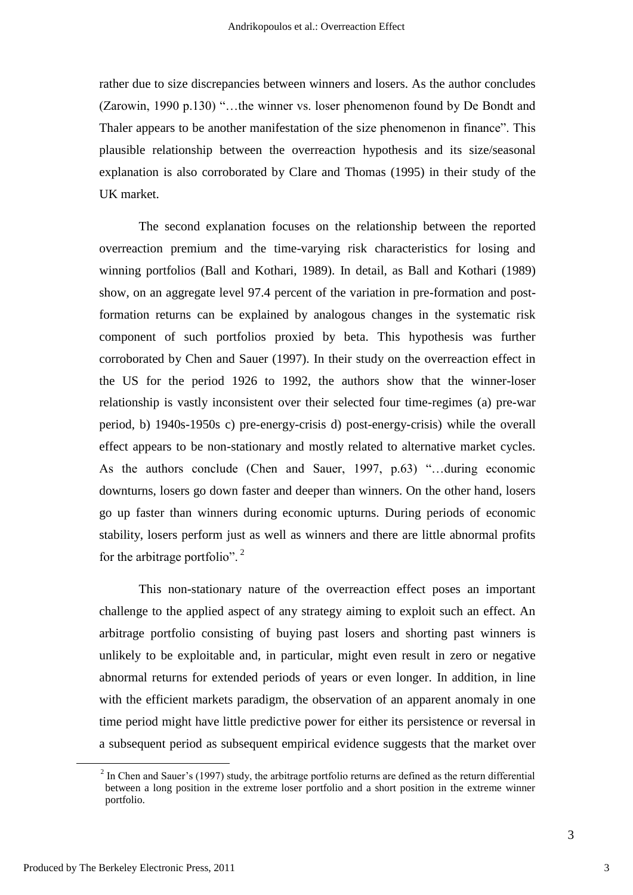rather due to size discrepancies between winners and losers. As the author concludes (Zarowin, 1990 p.130) "…the winner vs. loser phenomenon found by De Bondt and Thaler appears to be another manifestation of the size phenomenon in finance". This plausible relationship between the overreaction hypothesis and its size/seasonal explanation is also corroborated by Clare and Thomas (1995) in their study of the UK market.

The second explanation focuses on the relationship between the reported overreaction premium and the time-varying risk characteristics for losing and winning portfolios (Ball and Kothari, 1989). In detail, as Ball and Kothari (1989) show, on an aggregate level 97.4 percent of the variation in pre-formation and post-formation returns can be explained by analogous changes in the systematic risk component of such portfolios proxied by beta. This hypothesis was further corroborated by Chen and Sauer (1997). In their study on the overreaction effect in the US for the period 1926 to 1992, the authors show that the winner-loser relationship is vastly inconsistent over their selected four time-regimes (a) pre-war period, b) 1940s-1950s c) pre-energy-crisis d) post-energy-crisis) while the overall effect appears to be non-stationary and mostly related to alternative market cycles. As the authors conclude (Chen and Sauer, 1997, p.63) "…during economic downturns, losers go down faster and deeper than winners. On the other hand, losers go up faster than winners during economic upturns. During periods of economic stability, losers perform just as well as winners and there are little abnormal profits for the arbitrage portfolio". [2]

This non-stationary nature of the overreaction effect poses an important challenge to the applied aspect of any strategy aiming to exploit such an effect. An arbitrage portfolio consisting of buying past losers and shorting past winners is unlikely to be exploitable and, in particular, might even result in zero or negative abnormal returns for extended periods of years or even longer. In addition, in line with the efficient markets paradigm, the observation of an apparent anomaly in one time period might have little predictive power for either its persistence or reversal in a subsequent period as subsequent empirical evidence suggests that the market over

[2] In Chen and Sauer's (1997) study, the arbitrage portfolio returns are defined as the return differential between a long position in the extreme loser portfolio and a short position in the extreme winner portfolio.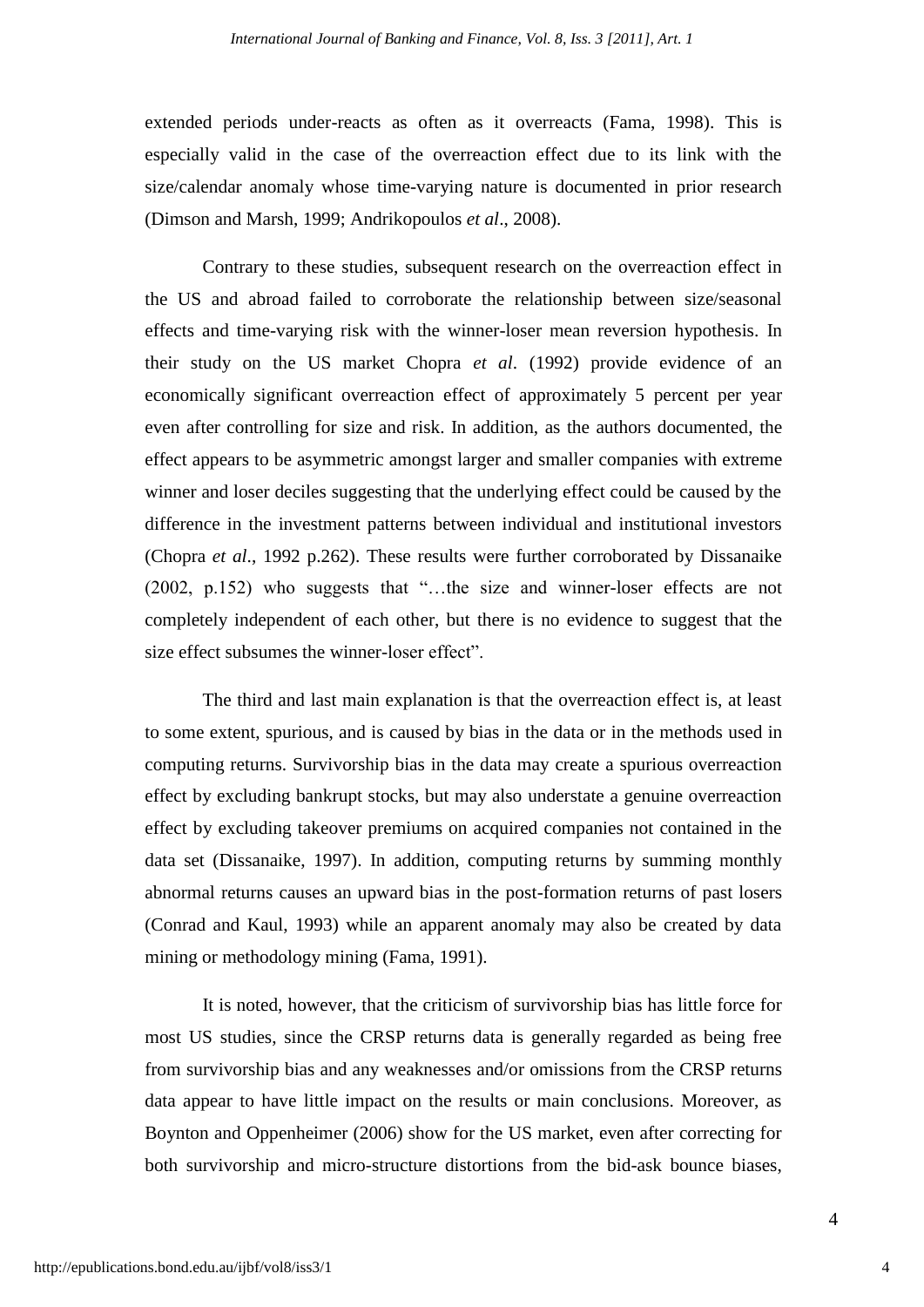extended periods under-reacts as often as it overreacts (Fama, 1998). This is especially valid in the case of the overreaction effect due to its link with the size/calendar anomaly whose time-varying nature is documented in prior research (Dimson and Marsh, 1999; Andrikopoulos *et al*., 2008).

Contrary to these studies, subsequent research on the overreaction effect in the US and abroad failed to corroborate the relationship between size/seasonal effects and time-varying risk with the winner-loser mean reversion hypothesis. In their study on the US market Chopra *et al*. (1992) provide evidence of an economically significant overreaction effect of approximately 5 percent per year even after controlling for size and risk. In addition, as the authors documented, the effect appears to be asymmetric amongst larger and smaller companies with extreme winner and loser deciles suggesting that the underlying effect could be caused by the difference in the investment patterns between individual and institutional investors (Chopra *et al*., 1992 p.262). These results were further corroborated by Dissanaike (2002, p.152) who suggests that "…the size and winner-loser effects are not completely independent of each other, but there is no evidence to suggest that the size effect subsumes the winner-loser effect".

The third and last main explanation is that the overreaction effect is, at least to some extent, spurious, and is caused by bias in the data or in the methods used in computing returns. Survivorship bias in the data may create a spurious overreaction effect by excluding bankrupt stocks, but may also understate a genuine overreaction effect by excluding takeover premiums on acquired companies not contained in the data set (Dissanaike, 1997). In addition, computing returns by summing monthly abnormal returns causes an upward bias in the post-formation returns of past losers (Conrad and Kaul, 1993) while an apparent anomaly may also be created by data mining or methodology mining (Fama, 1991).

It is noted, however, that the criticism of survivorship bias has little force for most US studies, since the CRSP returns data is generally regarded as being free from survivorship bias and any weaknesses and/or omissions from the CRSP returns data appear to have little impact on the results or main conclusions. Moreover, as Boynton and Oppenheimer (2006) show for the US market, even after correcting for both survivorship and micro-structure distortions from the bid-ask bounce biases,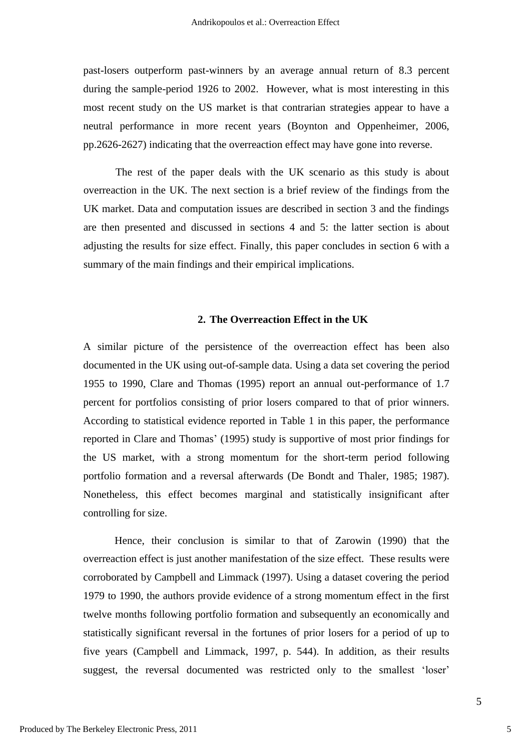past-losers outperform past-winners by an average annual return of 8.3 percent during the sample-period 1926 to 2002. However, what is most interesting in this most recent study on the US market is that contrarian strategies appear to have a neutral performance in more recent years (Boynton and Oppenheimer, 2006, pp.2626-2627) indicating that the overreaction effect may have gone into reverse.

The rest of the paper deals with the UK scenario as this study is about overreaction in the UK. The next section is a brief review of the findings from the UK market. Data and computation issues are described in section 3 and the findings are then presented and discussed in sections 4 and 5: the latter section is about adjusting the results for size effect. Finally, this paper concludes in section 6 with a summary of the main findings and their empirical implications.

## 2. The Overreaction Effect in the UK

A similar picture of the persistence of the overreaction effect has been also documented in the UK using out-of-sample data. Using a data set covering the period 1955 to 1990, Clare and Thomas (1995) report an annual out-performance of 1.7 percent for portfolios consisting of prior losers compared to that of prior winners. According to statistical evidence reported in Table 1 in this paper, the performance reported in Clare and Thomas' (1995) study is supportive of most prior findings for the US market, with a strong momentum for the short-term period following portfolio formation and a reversal afterwards (De Bondt and Thaler, 1985; 1987). Nonetheless, this effect becomes marginal and statistically insignificant after controlling for size.

Hence, their conclusion is similar to that of Zarowin (1990) that the overreaction effect is just another manifestation of the size effect. These results were corroborated by Campbell and Limmack (1997). Using a dataset covering the period 1979 to 1990, the authors provide evidence of a strong momentum effect in the first twelve months following portfolio formation and subsequently an economically and statistically significant reversal in the fortunes of prior losers for a period of up to five years (Campbell and Limmack, 1997, p. 544). In addition, as their results suggest, the reversal documented was restricted only to the smallest 'loser'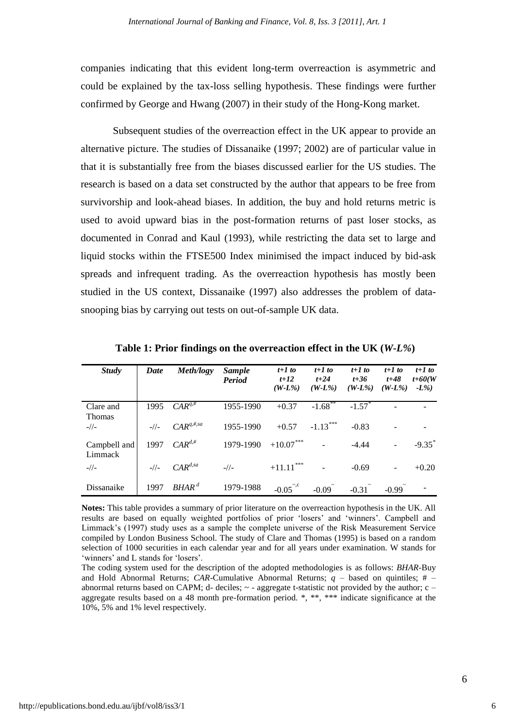companies indicating that this evident long-term overreaction is asymmetric and could be explained by the tax-loss selling hypothesis. These findings were further confirmed by George and Hwang (2007) in their study of the Hong-Kong market.

Subsequent studies of the overreaction effect in the UK appear to provide an alternative picture. The studies of Dissanaike (1997; 2002) are of particular value in that it is substantially free from the biases discussed earlier for the US studies. The research is based on a data set constructed by the author that appears to be free from survivorship and look-ahead biases. In addition, the buy and hold returns metric is used to avoid upward bias in the post-formation returns of past loser stocks, as documented in Conrad and Kaul (1993), while restricting the data set to large and liquid stocks within the FTSE500 Index minimised the impact induced by bid-ask spreads and infrequent trading. As the overreaction hypothesis has mostly been studied in the US context, Dissanaike (1997) also addresses the problem of data-snooping bias by carrying out tests on out-of-sample UK data.

**Table 1: Prior findings on the overreaction effect in the UK (*W-L%*)**

| *Study* | *Date* | *Meth/logy* | *Sample Period* | *t+1 to t+12 (W-L%)* | *t+1 to t+24 (W-L%)* | *t+1 to t+36 (W-L%)* | *t+1 to t+48 (W-L%)* | *t+1 to t+60(W-L%)* |
|---|---|---|---|---|---|---|---|---|
| Clare and Thomas | 1995 | $CAR^{q,\#}$ | 1955-1990 | +0.37 | $-1.68^{**}$ | $-1.57^{*}$ | - | - |
| -//- | -//- | $CAR^{q,\#,sa}$ | 1955-1990 | +0.57 | $-1.13^{***}$ | -0.83 | - | - |
| Campbell and Limmack | 1997 | $CAR^{d,\#}$ | 1979-1990 | $+10.07^{***}$ | - | -4.44 | - | $-9.35^{*}$ |
| -//- | -//- | $CAR^{d,sa}$ | -//- | $+11.11^{***}$ | - | -0.69 | - | +0.20 |
| Dissanaike | 1997 | $BHAR^{d}$ | 1979-1988 | $-0.05^{\sim,c}$ | $-0.09^{\sim}$ | $-0.31^{\sim}$ | $-0.99^{\sim}$ | - |

**Notes:** This table provides a summary of prior literature on the overreaction hypothesis in the UK. All results are based on equally weighted portfolios of prior 'losers' and 'winners'. Campbell and Limmack's (1997) study uses as a sample the complete universe of the Risk Measurement Service compiled by London Business School. The study of Clare and Thomas (1995) is based on a random selection of 1000 securities in each calendar year and for all years under examination. W stands for 'winners' and L stands for 'losers'.

The coding system used for the description of the adopted methodologies is as follows: *BHAR*-Buy and Hold Abnormal Returns; *CAR*-Cumulative Abnormal Returns; *q* – based on quintiles; # – abnormal returns based on CAPM; d- deciles; ~ - aggregate t-statistic not provided by the author; c – aggregate results based on a 48 month pre-formation period. *, **, *** indicate significance at the 10%, 5% and 1% level respectively.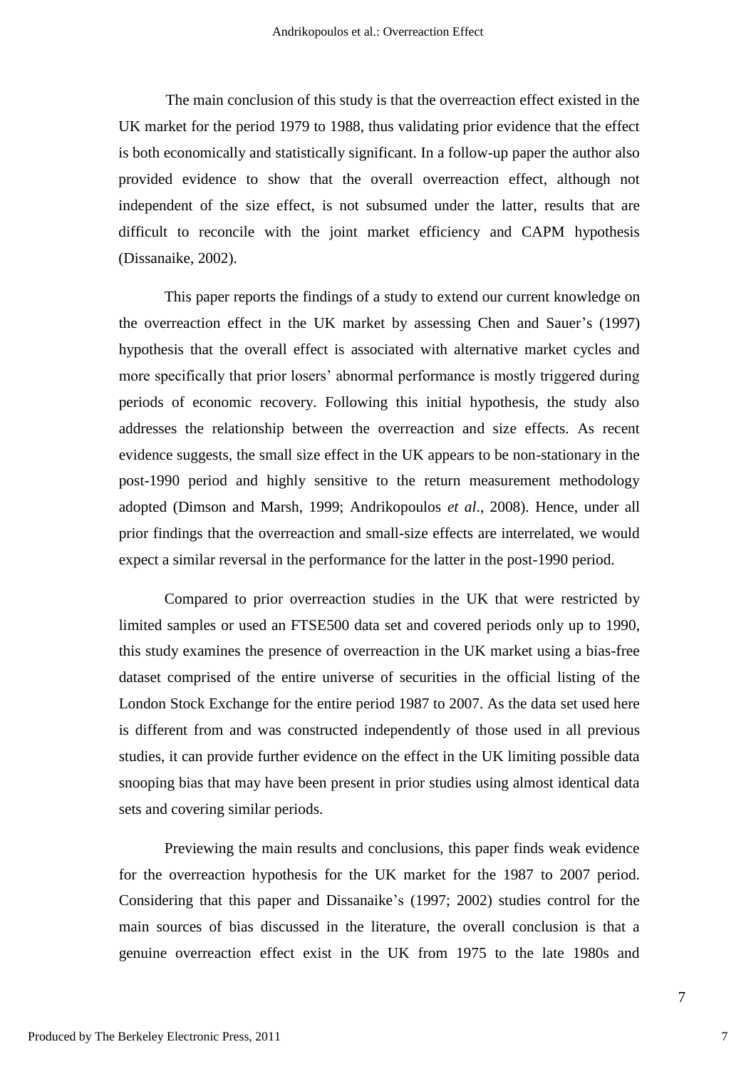The main conclusion of this study is that the overreaction effect existed in the UK market for the period 1979 to 1988, thus validating prior evidence that the effect is both economically and statistically significant. In a follow-up paper the author also provided evidence to show that the overall overreaction effect, although not independent of the size effect, is not subsumed under the latter, results that are difficult to reconcile with the joint market efficiency and CAPM hypothesis (Dissanaike, 2002).

This paper reports the findings of a study to extend our current knowledge on the overreaction effect in the UK market by assessing Chen and Sauer's (1997) hypothesis that the overall effect is associated with alternative market cycles and more specifically that prior losers' abnormal performance is mostly triggered during periods of economic recovery. Following this initial hypothesis, the study also addresses the relationship between the overreaction and size effects. As recent evidence suggests, the small size effect in the UK appears to be non-stationary in the post-1990 period and highly sensitive to the return measurement methodology adopted (Dimson and Marsh, 1999; Andrikopoulos *et al*., 2008). Hence, under all prior findings that the overreaction and small-size effects are interrelated, we would expect a similar reversal in the performance for the latter in the post-1990 period.

Compared to prior overreaction studies in the UK that were restricted by limited samples or used an FTSE500 data set and covered periods only up to 1990, this study examines the presence of overreaction in the UK market using a bias-free dataset comprised of the entire universe of securities in the official listing of the London Stock Exchange for the entire period 1987 to 2007. As the data set used here is different from and was constructed independently of those used in all previous studies, it can provide further evidence on the effect in the UK limiting possible data snooping bias that may have been present in prior studies using almost identical data sets and covering similar periods.

Previewing the main results and conclusions, this paper finds weak evidence for the overreaction hypothesis for the UK market for the 1987 to 2007 period. Considering that this paper and Dissanaike's (1997; 2002) studies control for the main sources of bias discussed in the literature, the overall conclusion is that a genuine overreaction effect exist in the UK from 1975 to the late 1980s and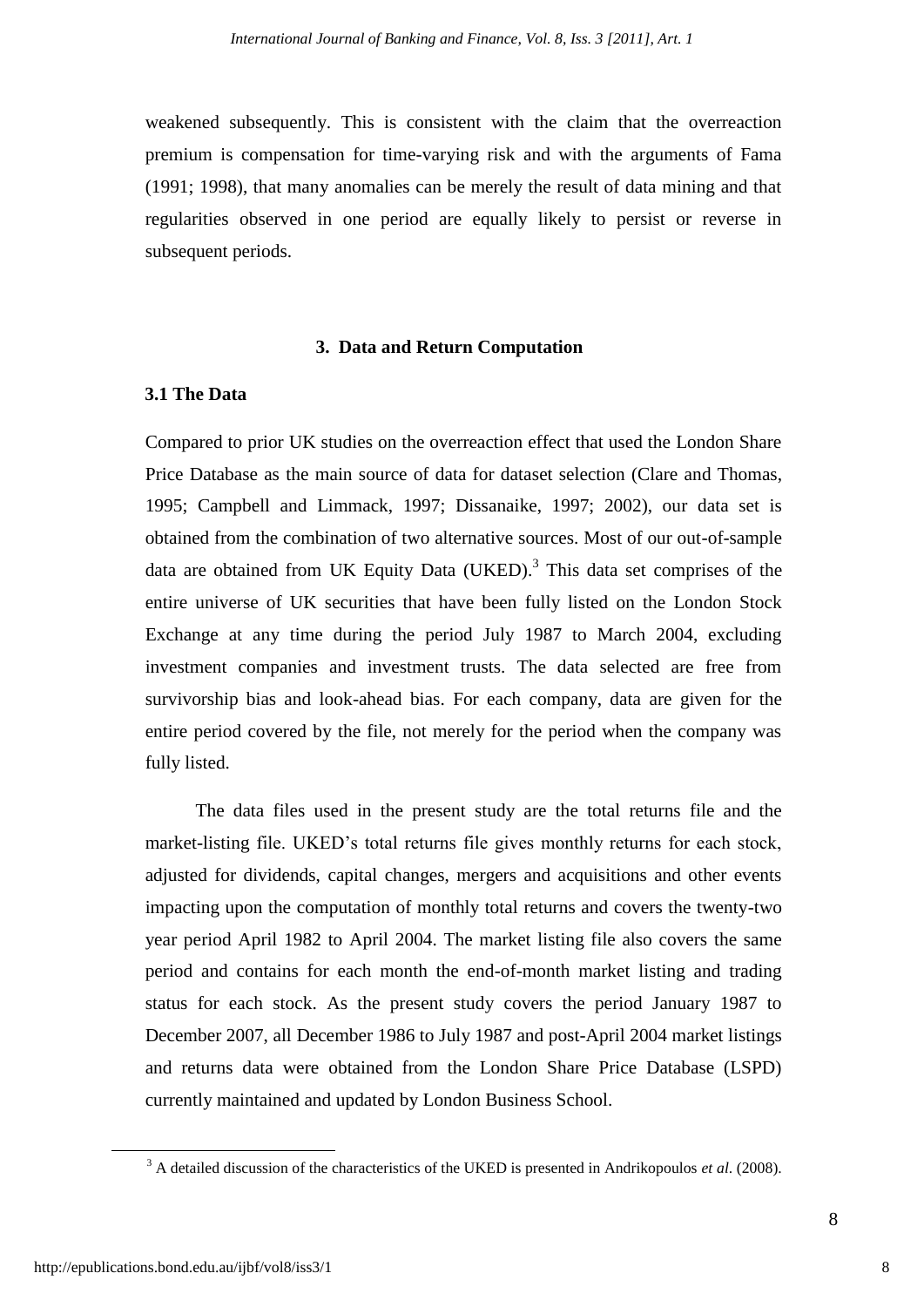weakened subsequently. This is consistent with the claim that the overreaction premium is compensation for time-varying risk and with the arguments of Fama (1991; 1998), that many anomalies can be merely the result of data mining and that regularities observed in one period are equally likely to persist or reverse in subsequent periods.

## 3. Data and Return Computation

### 3.1 The Data

Compared to prior UK studies on the overreaction effect that used the London Share Price Database as the main source of data for dataset selection (Clare and Thomas, 1995; Campbell and Limmack, 1997; Dissanaike, 1997; 2002), our data set is obtained from the combination of two alternative sources. Most of our out-of-sample data are obtained from UK Equity Data (UKED).[3] This data set comprises of the entire universe of UK securities that have been fully listed on the London Stock Exchange at any time during the period July 1987 to March 2004, excluding investment companies and investment trusts. The data selected are free from survivorship bias and look-ahead bias. For each company, data are given for the entire period covered by the file, not merely for the period when the company was fully listed.

The data files used in the present study are the total returns file and the market-listing file. UKED's total returns file gives monthly returns for each stock, adjusted for dividends, capital changes, mergers and acquisitions and other events impacting upon the computation of monthly total returns and covers the twenty-two year period April 1982 to April 2004. The market listing file also covers the same period and contains for each month the end-of-month market listing and trading status for each stock. As the present study covers the period January 1987 to December 2007, all December 1986 to July 1987 and post-April 2004 market listings and returns data were obtained from the London Share Price Database (LSPD) currently maintained and updated by London Business School.

[3] A detailed discussion of the characteristics of the UKED is presented in Andrikopoulos *et al*. (2008).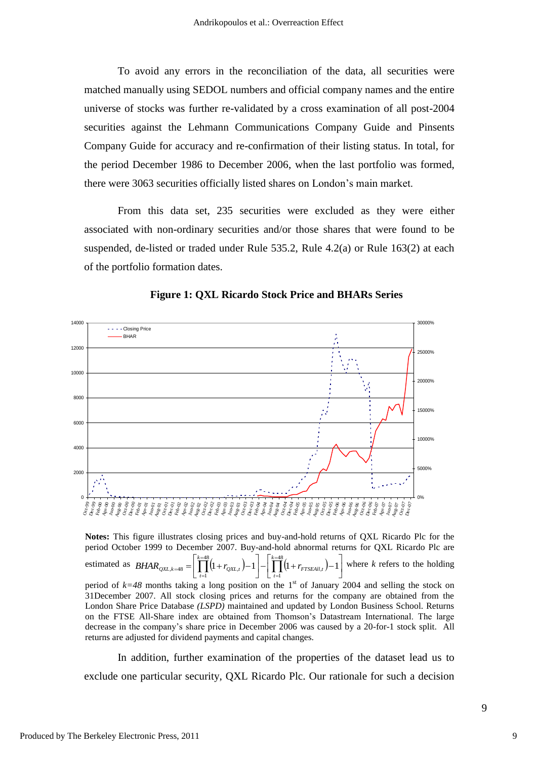To avoid any errors in the reconciliation of the data, all securities were matched manually using SEDOL numbers and official company names and the entire universe of stocks was further re-validated by a cross examination of all post-2004 securities against the Lehmann Communications Company Guide and Pinsents Company Guide for accuracy and re-confirmation of their listing status. In total, for the period December 1986 to December 2006, when the last portfolio was formed, there were 3063 securities officially listed shares on London's main market.

From this data set, 235 securities were excluded as they were either associated with non-ordinary securities and/or those shares that were found to be suspended, de-listed or traded under Rule 535.2, Rule 4.2(a) or Rule 163(2) at each of the portfolio formation dates.

**Figure 1: QXL Ricardo Stock Price and BHARs Series**

**Notes:** This figure illustrates closing prices and buy-and-hold returns of QXL Ricardo Plc for the period October 1999 to December 2007. Buy-and-hold abnormal returns for QXL Ricardo Plc are estimated as $BHAR_{QXL,k=48} = \left[\prod_{t=1}^{k=48}(1+r_{QXL,t})-1\right]-\left[\prod_{t=1}^{k=48}(1+r_{FTSEAll,t})-1\right]$ where $k$ refers to the holding period of $k=48$ months taking a long position on the 1st of January 2004 and selling the stock on 31December 2007. All stock closing prices and returns for the company are obtained from the London Share Price Database *(LSPD)* maintained and updated by London Business School. Returns on the FTSE All-Share index are obtained from Thomson's Datastream International. The large decrease in the company's share price in December 2006 was caused by a 20-for-1 stock split. All returns are adjusted for dividend payments and capital changes.

In addition, further examination of the properties of the dataset lead us to exclude one particular security, QXL Ricardo Plc. Our rationale for such a decision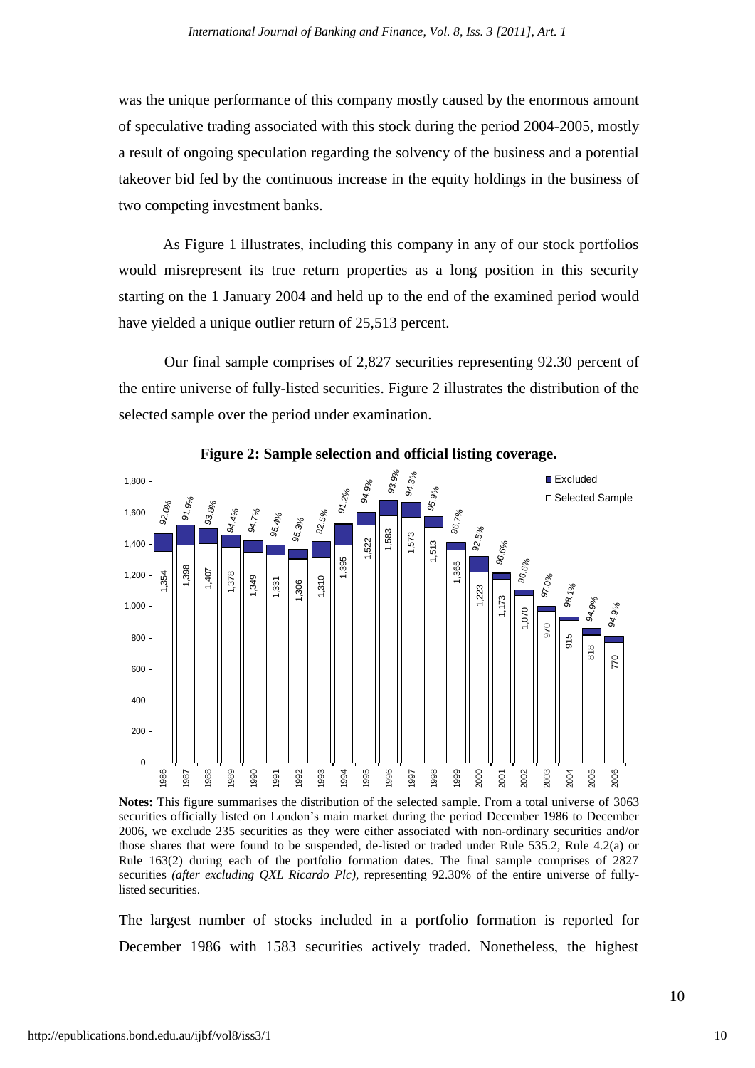was the unique performance of this company mostly caused by the enormous amount of speculative trading associated with this stock during the period 2004-2005, mostly a result of ongoing speculation regarding the solvency of the business and a potential takeover bid fed by the continuous increase in the equity holdings in the business of two competing investment banks.

As Figure 1 illustrates, including this company in any of our stock portfolios would misrepresent its true return properties as a long position in this security starting on the 1 January 2004 and held up to the end of the examined period would have yielded a unique outlier return of 25,513 percent.

Our final sample comprises of 2,827 securities representing 92.30 percent of the entire universe of fully-listed securities. Figure 2 illustrates the distribution of the selected sample over the period under examination.

**Figure 2: Sample selection and official listing coverage.**

| Year | Selected Sample | Coverage |
|---|---|---|
| 1986 | 1,354 | 92.0% |
| 1987 | 1,398 | 91.9% |
| 1988 | 1,407 | 93.8% |
| 1989 | 1,378 | 94.4% |
| 1990 | 1,349 | 94.7% |
| 1991 | 1,331 | 95.4% |
| 1992 | 1,306 | 95.3% |
| 1993 | 1,310 | 92.5% |
| 1994 | 1,395 | 91.2% |
| 1995 | 1,522 | 94.9% |
| 1996 | 1,583 | 93.9% |
| 1997 | 1,573 | 94.3% |
| 1998 | 1,513 | 95.9% |
| 1999 | 1,365 | 96.7% |
| 2000 | 1,223 | 92.5% |
| 2001 | 1,173 | 96.6% |
| 2002 | 1,070 | 96.6% |
| 2003 | 970 | 97.0% |
| 2004 | 915 | 98.1% |
| 2005 | 818 | 94.9% |
| 2006 | 770 | 94.9% |

**Notes:** This figure summarises the distribution of the selected sample. From a total universe of 3063 securities officially listed on London's main market during the period December 1986 to December 2006, we exclude 235 securities as they were either associated with non-ordinary securities and/or those shares that were found to be suspended, de-listed or traded under Rule 535.2, Rule 4.2(a) or Rule 163(2) during each of the portfolio formation dates. The final sample comprises of 2827 securities *(after excluding QXL Ricardo Plc)*, representing 92.30% of the entire universe of fully-listed securities.

The largest number of stocks included in a portfolio formation is reported for December 1986 with 1583 securities actively traded. Nonetheless, the highest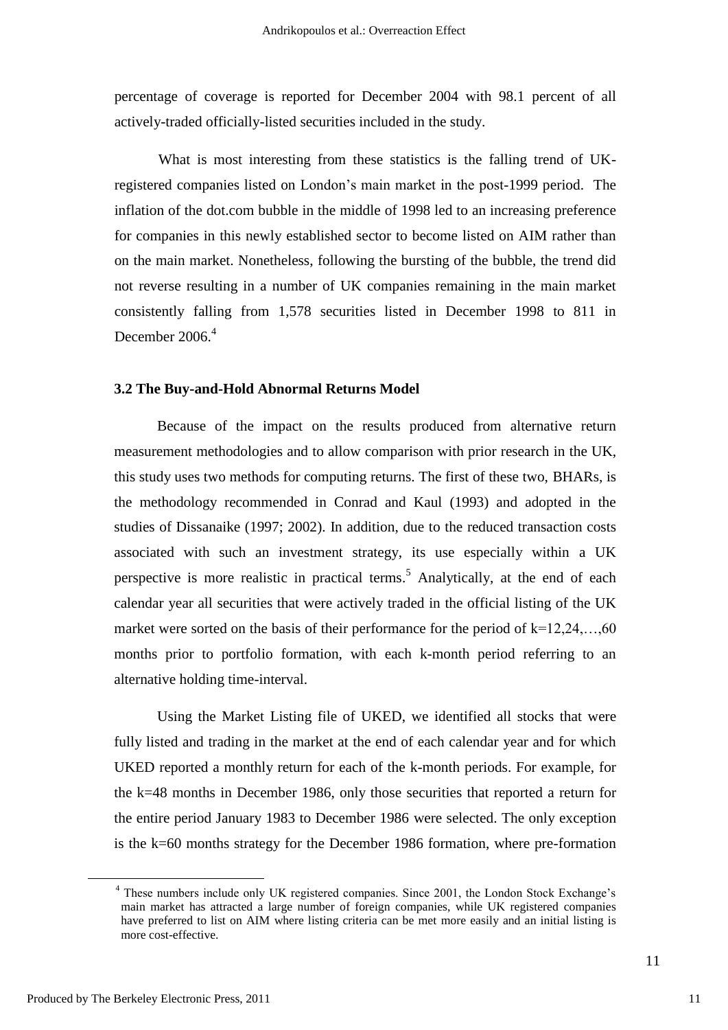percentage of coverage is reported for December 2004 with 98.1 percent of all actively-traded officially-listed securities included in the study.

What is most interesting from these statistics is the falling trend of UK-registered companies listed on London's main market in the post-1999 period. The inflation of the dot.com bubble in the middle of 1998 led to an increasing preference for companies in this newly established sector to become listed on AIM rather than on the main market. Nonetheless, following the bursting of the bubble, the trend did not reverse resulting in a number of UK companies remaining in the main market consistently falling from 1,578 securities listed in December 1998 to 811 in December 2006.[4]

### 3.2 The Buy-and-Hold Abnormal Returns Model

Because of the impact on the results produced from alternative return measurement methodologies and to allow comparison with prior research in the UK, this study uses two methods for computing returns. The first of these two, BHARs, is the methodology recommended in Conrad and Kaul (1993) and adopted in the studies of Dissanaike (1997; 2002). In addition, due to the reduced transaction costs associated with such an investment strategy, its use especially within a UK perspective is more realistic in practical terms.[5] Analytically, at the end of each calendar year all securities that were actively traded in the official listing of the UK market were sorted on the basis of their performance for the period of $k$=12,24,…,60 months prior to portfolio formation, with each $k$-month period referring to an alternative holding time-interval.

Using the Market Listing file of UKED, we identified all stocks that were fully listed and trading in the market at the end of each calendar year and for which UKED reported a monthly return for each of the $k$-month periods. For example, for the $k$=48 months in December 1986, only those securities that reported a return for the entire period January 1983 to December 1986 were selected. The only exception is the $k$=60 months strategy for the December 1986 formation, where pre-formation

[4] These numbers include only UK registered companies. Since 2001, the London Stock Exchange's main market has attracted a large number of foreign companies, while UK registered companies have preferred to list on AIM where listing criteria can be met more easily and an initial listing is more cost-effective.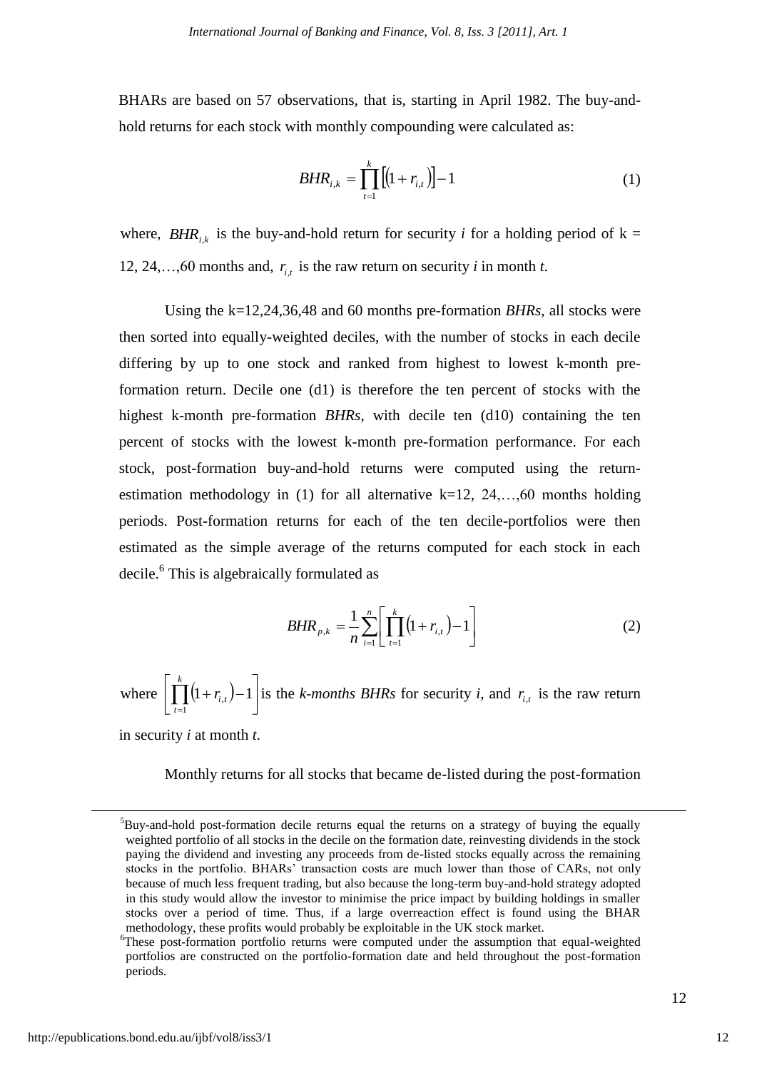BHARs are based on 57 observations, that is, starting in April 1982. The buy-and-hold returns for each stock with monthly compounding were calculated as:

$$BHR_{i,k} = \prod_{t=1}^{k} \left[ (1 + r_{i,t}) \right] - 1 \qquad (1)$$

where, $BHR_{i,k}$ is the buy-and-hold return for security *i* for a holding period of k = 12, 24,…,60 months and, $r_{i,t}$ is the raw return on security *i* in month *t.*

Using the k=12,24,36,48 and 60 months pre-formation *BHRs*, all stocks were then sorted into equally-weighted deciles, with the number of stocks in each decile differing by up to one stock and ranked from highest to lowest k-month pre-formation return. Decile one (d1) is therefore the ten percent of stocks with the highest k-month pre-formation *BHRs*, with decile ten (d10) containing the ten percent of stocks with the lowest k-month pre-formation performance. For each stock, post-formation buy-and-hold returns were computed using the return-estimation methodology in (1) for all alternative k=12, 24,…,60 months holding periods. Post-formation returns for each of the ten decile-portfolios were then estimated as the simple average of the returns computed for each stock in each decile.[6] This is algebraically formulated as

$$BHR_{p,k} = \frac{1}{n} \sum_{i=1}^{n} \left[ \prod_{t=1}^{k} (1 + r_{i,t}) - 1 \right] \qquad (2)$$

where $\left[ \prod_{t=1}^{k} (1 + r_{i,t}) - 1 \right]$ is the *k-months BHRs* for security *i*, and $r_{i,t}$ is the raw return in security *i* at month *t*.

Monthly returns for all stocks that became de-listed during the post-formation

---

[5]Buy-and-hold post-formation decile returns equal the returns on a strategy of buying the equally weighted portfolio of all stocks in the decile on the formation date, reinvesting dividends in the stock paying the dividend and investing any proceeds from de-listed stocks equally across the remaining stocks in the portfolio. BHARs' transaction costs are much lower than those of CARs, not only because of much less frequent trading, but also because the long-term buy-and-hold strategy adopted in this study would allow the investor to minimise the price impact by building holdings in smaller stocks over a period of time. Thus, if a large overreaction effect is found using the BHAR methodology, these profits would probably be exploitable in the UK stock market.

[6]These post-formation portfolio returns were computed under the assumption that equal-weighted portfolios are constructed on the portfolio-formation date and held throughout the post-formation periods.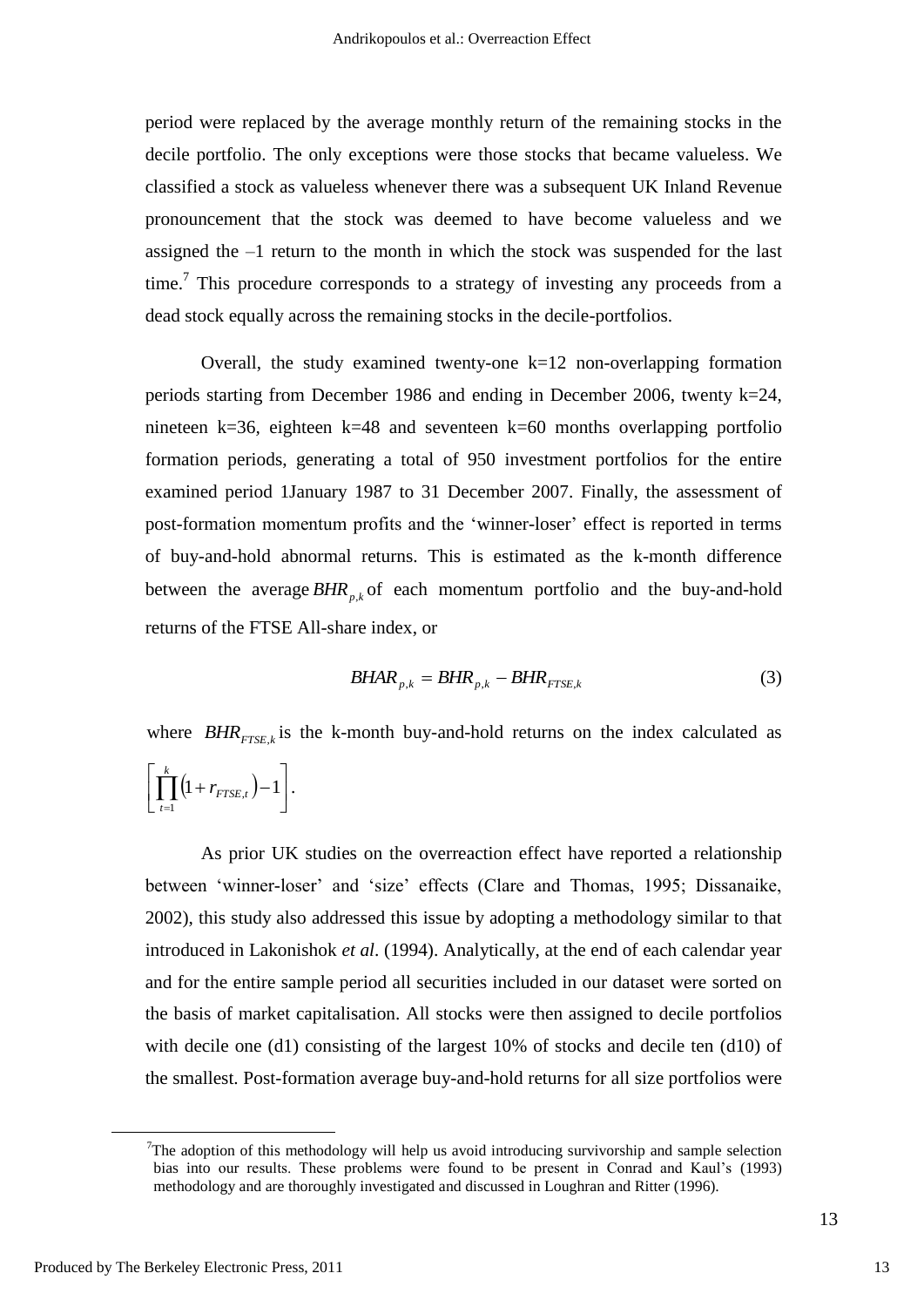period were replaced by the average monthly return of the remaining stocks in the decile portfolio. The only exceptions were those stocks that became valueless. We classified a stock as valueless whenever there was a subsequent UK Inland Revenue pronouncement that the stock was deemed to have become valueless and we assigned the –1 return to the month in which the stock was suspended for the last time.[7] This procedure corresponds to a strategy of investing any proceeds from a dead stock equally across the remaining stocks in the decile-portfolios.

Overall, the study examined twenty-one k=12 non-overlapping formation periods starting from December 1986 and ending in December 2006, twenty k=24, nineteen k=36, eighteen k=48 and seventeen k=60 months overlapping portfolio formation periods, generating a total of 950 investment portfolios for the entire examined period 1January 1987 to 31 December 2007. Finally, the assessment of post-formation momentum profits and the 'winner-loser' effect is reported in terms of buy-and-hold abnormal returns. This is estimated as the k-month difference between the average $BHR_{p,k}$ of each momentum portfolio and the buy-and-hold returns of the FTSE All-share index, or

$$BHAR_{p,k} = BHR_{p,k} - BHR_{FTSE,k} \tag{3}$$

where $BHR_{FTSE,k}$ is the k-month buy-and-hold returns on the index calculated as $\left[\prod_{t=1}^{k}(1 + r_{FTSE,t}) - 1\right]$.

As prior UK studies on the overreaction effect have reported a relationship between 'winner-loser' and 'size' effects (Clare and Thomas, 1995; Dissanaike, 2002), this study also addressed this issue by adopting a methodology similar to that introduced in Lakonishok *et al*. (1994). Analytically, at the end of each calendar year and for the entire sample period all securities included in our dataset were sorted on the basis of market capitalisation. All stocks were then assigned to decile portfolios with decile one (d1) consisting of the largest 10% of stocks and decile ten (d10) of the smallest. Post-formation average buy-and-hold returns for all size portfolios were

[7] The adoption of this methodology will help us avoid introducing survivorship and sample selection bias into our results. These problems were found to be present in Conrad and Kaul's (1993) methodology and are thoroughly investigated and discussed in Loughran and Ritter (1996).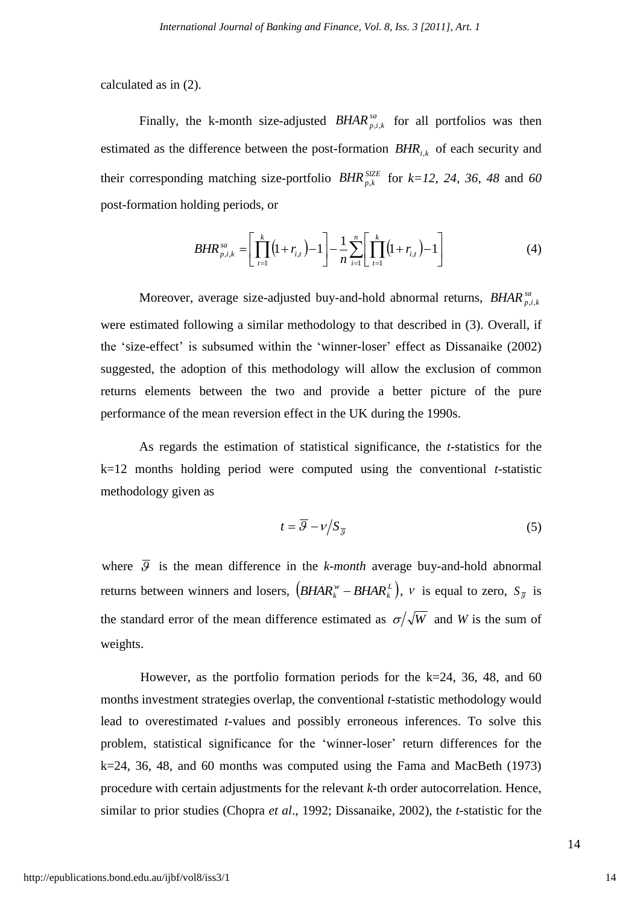calculated as in (2).

Finally, the k-month size-adjusted $BHAR^{sa}_{p,i,k}$ for all portfolios was then estimated as the difference between the post-formation $BHR_{i,k}$ of each security and their corresponding matching size-portfolio $BHR^{SIZE}_{p,k}$ for *k=12, 24, 36, 48* and *60* post-formation holding periods, or

$$BHR^{sa}_{p,i,k} = \left[ \prod_{t=1}^{k} (1 + r_{i,t}) - 1 \right] - \frac{1}{n} \sum_{i=1}^{n} \left[ \prod_{t=1}^{k} (1 + r_{i,t}) - 1 \right] \tag{4}$$

Moreover, average size-adjusted buy-and-hold abnormal returns, $\overline{BHAR}^{sa}_{p,i,k}$ were estimated following a similar methodology to that described in (3). Overall, if the 'size-effect' is subsumed within the 'winner-loser' effect as Dissanaike (2002) suggested, the adoption of this methodology will allow the exclusion of common returns elements between the two and provide a better picture of the pure performance of the mean reversion effect in the UK during the 1990s.

As regards the estimation of statistical significance, the *t*-statistics for the k=12 months holding period were computed using the conventional *t*-statistic methodology given as

$$t = \overline{\vartheta} - v / S_{\overline{\vartheta}} \tag{5}$$

where $\overline{\vartheta}$ is the mean difference in the *k-month* average buy-and-hold abnormal returns between winners and losers, $\left(\overline{BHAR}^{w}_{k} - \overline{BHAR}^{L}_{k}\right)$, $v$ is equal to zero, $S_{\overline{\vartheta}}$ is the standard error of the mean difference estimated as $\sigma / \sqrt{W}$ and *W* is the sum of weights.

However, as the portfolio formation periods for the k=24, 36, 48, and 60 months investment strategies overlap, the conventional *t*-statistic methodology would lead to overestimated *t*-values and possibly erroneous inferences. To solve this problem, statistical significance for the 'winner-loser' return differences for the k=24, 36, 48, and 60 months was computed using the Fama and MacBeth (1973) procedure with certain adjustments for the relevant *k*-th order autocorrelation. Hence, similar to prior studies (Chopra *et al*., 1992; Dissanaike, 2002), the *t*-statistic for the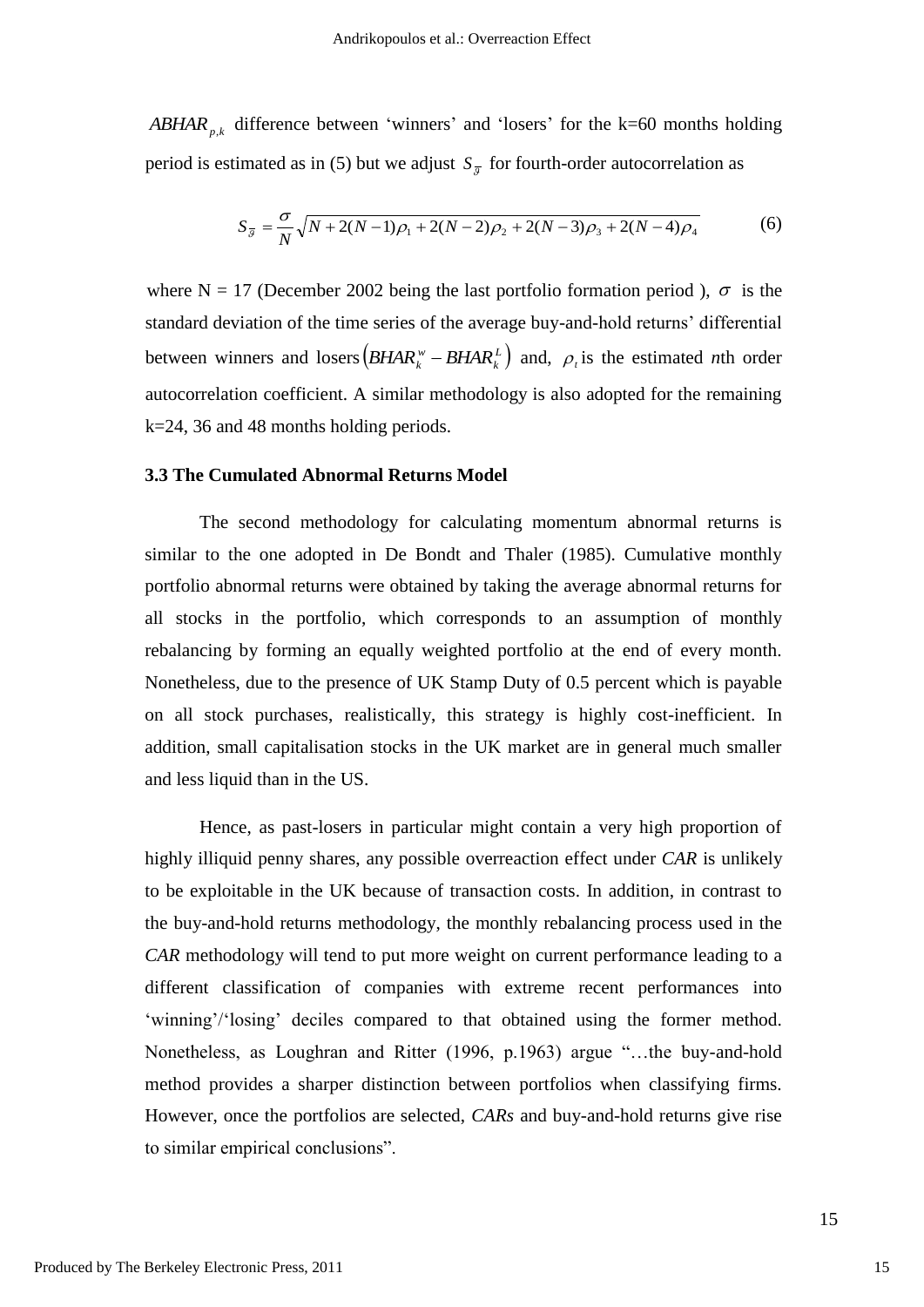$ABHAR_{p,k}$ difference between 'winners' and 'losers' for the k=60 months holding period is estimated as in (5) but we adjust $S_{\bar{y}}$ for fourth-order autocorrelation as

$$S_{\bar{y}} = \frac{\sigma}{N}\sqrt{N + 2(N-1)\rho_1 + 2(N-2)\rho_2 + 2(N-3)\rho_3 + 2(N-4)\rho_4} \tag{6}$$

where N = 17 (December 2002 being the last portfolio formation period ), $\sigma$ is the standard deviation of the time series of the average buy-and-hold returns' differential between winners and losers $\left(BHAR_k^w - BHAR_k^L\right)$ and, $\rho_t$ is the estimated *n*th order autocorrelation coefficient. A similar methodology is also adopted for the remaining k=24, 36 and 48 months holding periods.

### 3.3 The Cumulated Abnormal Returns Model

The second methodology for calculating momentum abnormal returns is similar to the one adopted in De Bondt and Thaler (1985). Cumulative monthly portfolio abnormal returns were obtained by taking the average abnormal returns for all stocks in the portfolio, which corresponds to an assumption of monthly rebalancing by forming an equally weighted portfolio at the end of every month. Nonetheless, due to the presence of UK Stamp Duty of 0.5 percent which is payable on all stock purchases, realistically, this strategy is highly cost-inefficient. In addition, small capitalisation stocks in the UK market are in general much smaller and less liquid than in the US.

Hence, as past-losers in particular might contain a very high proportion of highly illiquid penny shares, any possible overreaction effect under *CAR* is unlikely to be exploitable in the UK because of transaction costs. In addition, in contrast to the buy-and-hold returns methodology, the monthly rebalancing process used in the *CAR* methodology will tend to put more weight on current performance leading to a different classification of companies with extreme recent performances into 'winning'/'losing' deciles compared to that obtained using the former method. Nonetheless, as Loughran and Ritter (1996, p.1963) argue "…the buy-and-hold method provides a sharper distinction between portfolios when classifying firms. However, once the portfolios are selected, *CARs* and buy-and-hold returns give rise to similar empirical conclusions".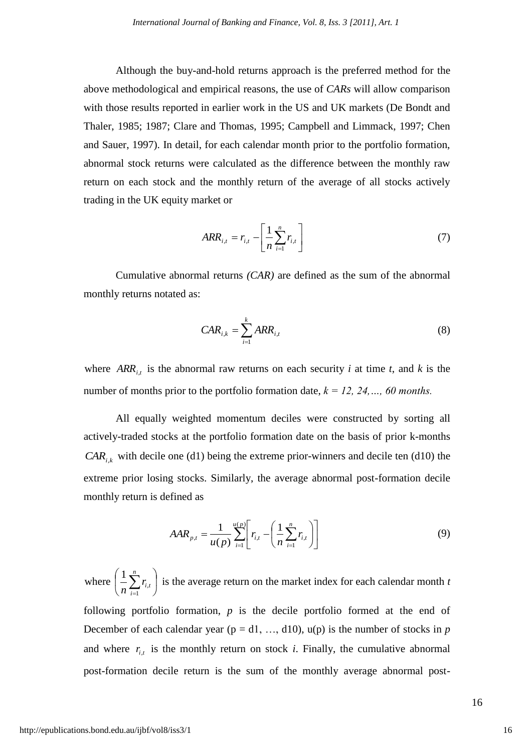Although the buy-and-hold returns approach is the preferred method for the above methodological and empirical reasons, the use of *CARs* will allow comparison with those results reported in earlier work in the US and UK markets (De Bondt and Thaler, 1985; 1987; Clare and Thomas, 1995; Campbell and Limmack, 1997; Chen and Sauer, 1997). In detail, for each calendar month prior to the portfolio formation, abnormal stock returns were calculated as the difference between the monthly raw return on each stock and the monthly return of the average of all stocks actively trading in the UK equity market or

$$ARR_{i,t} = r_{i,t} - \left[ \frac{1}{n} \sum_{i=1}^{n} r_{i,t} \right] \tag{7}$$

Cumulative abnormal returns *(CAR)* are defined as the sum of the abnormal monthly returns notated as:

$$CAR_{i,k} = \sum_{i=1}^{k} ARR_{i,t} \tag{8}$$

where $ARR_{i,t}$ is the abnormal raw returns on each security *i* at time *t*, and *k* is the number of months prior to the portfolio formation date, $k = 12, 24, \ldots, 60$ *months.*

All equally weighted momentum deciles were constructed by sorting all actively-traded stocks at the portfolio formation date on the basis of prior k-months $CAR_{i,k}$ with decile one (d1) being the extreme prior-winners and decile ten (d10) the extreme prior losing stocks. Similarly, the average abnormal post-formation decile monthly return is defined as

$$AAR_{p,t} = \frac{1}{u(p)} \sum_{i=1}^{u(p)} \left[ r_{i,t} - \left( \frac{1}{n} \sum_{i=1}^{n} r_{i,t} \right) \right] \tag{9}$$

where $\left( \frac{1}{n} \sum_{i=1}^{n} r_{i,t} \right)$ is the average return on the market index for each calendar month *t* following portfolio formation, *p* is the decile portfolio formed at the end of December of each calendar year (p = d1, …, d10), u(p) is the number of stocks in *p* and where $r_{i,t}$ is the monthly return on stock *i*. Finally, the cumulative abnormal post-formation decile return is the sum of the monthly average abnormal post-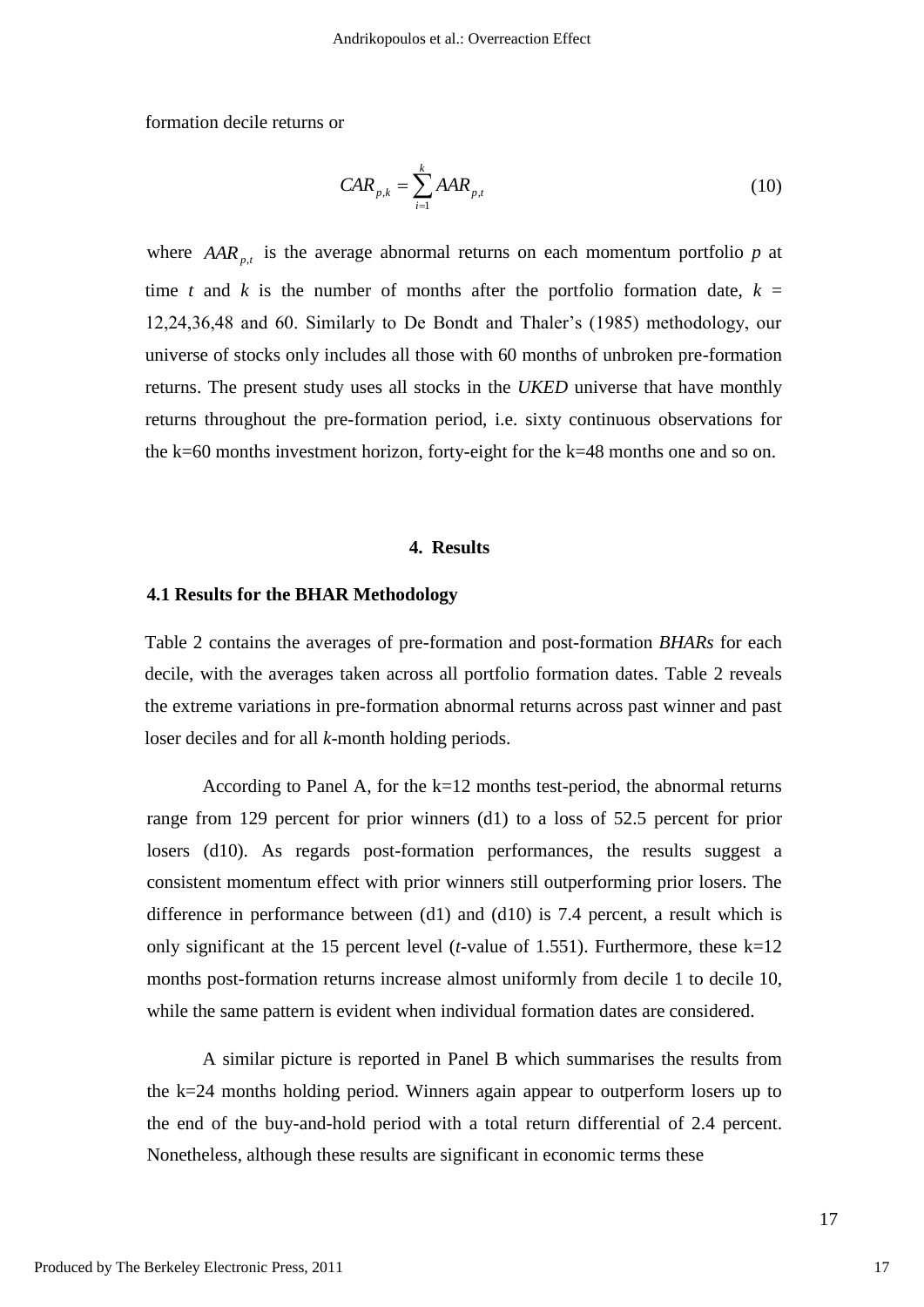formation decile returns or

$$CAR_{p,k} = \sum_{i=1}^{k} AAR_{p,t} \tag{10}$$

where $AAR_{p,t}$ is the average abnormal returns on each momentum portfolio *p* at time *t* and *k* is the number of months after the portfolio formation date, $k$ = 12,24,36,48 and 60. Similarly to De Bondt and Thaler's (1985) methodology, our universe of stocks only includes all those with 60 months of unbroken pre-formation returns. The present study uses all stocks in the *UKED* universe that have monthly returns throughout the pre-formation period, i.e. sixty continuous observations for the k=60 months investment horizon, forty-eight for the k=48 months one and so on.

## 4. Results

### 4.1 Results for the BHAR Methodology

Table 2 contains the averages of pre-formation and post-formation *BHARs* for each decile, with the averages taken across all portfolio formation dates. Table 2 reveals the extreme variations in pre-formation abnormal returns across past winner and past loser deciles and for all *k*-month holding periods.

According to Panel A, for the k=12 months test-period, the abnormal returns range from 129 percent for prior winners (d1) to a loss of 52.5 percent for prior losers (d10). As regards post-formation performances, the results suggest a consistent momentum effect with prior winners still outperforming prior losers. The difference in performance between (d1) and (d10) is 7.4 percent, a result which is only significant at the 15 percent level (*t*-value of 1.551). Furthermore, these k=12 months post-formation returns increase almost uniformly from decile 1 to decile 10, while the same pattern is evident when individual formation dates are considered.

A similar picture is reported in Panel B which summarises the results from the k=24 months holding period. Winners again appear to outperform losers up to the end of the buy-and-hold period with a total return differential of 2.4 percent. Nonetheless, although these results are significant in economic terms these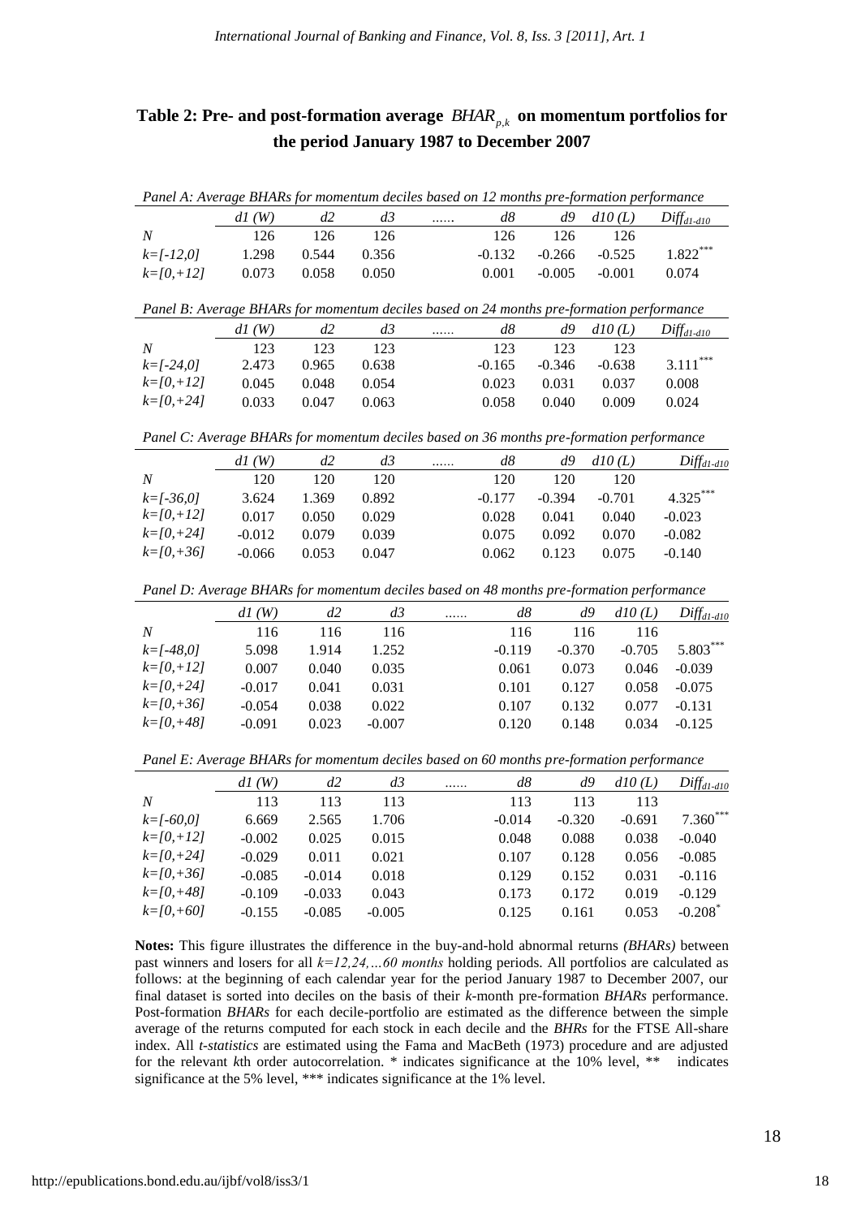## Table 2: Pre- and post-formation average $BHAR_{p,k}$ on momentum portfolios for the period January 1987 to December 2007

*Panel A: Average BHARs for momentum deciles based on 12 months pre-formation performance*

| | *d1 (W)* | *d2* | *d3* | …… | *d8* | *d9* | *d10 (L)* | $Diff_{d1-d10}$ |
|---|---|---|---|---|---|---|---|---|
| *N* | 126 | 126 | 126 | | 126 | 126 | 126 | |
| *k=[-12,0]* | 1.298 | 0.544 | 0.356 | | -0.132 | -0.266 | -0.525 | 1.822*** |
| *k=[0,+12]* | 0.073 | 0.058 | 0.050 | | 0.001 | -0.005 | -0.001 | 0.074 |

*Panel B: Average BHARs for momentum deciles based on 24 months pre-formation performance*

| | *d1 (W)* | *d2* | *d3* | …… | *d8* | *d9* | *d10 (L)* | $Diff_{d1-d10}$ |
|---|---|---|---|---|---|---|---|---|
| *N* | 123 | 123 | 123 | | 123 | 123 | 123 | |
| *k=[-24,0]* | 2.473 | 0.965 | 0.638 | | -0.165 | -0.346 | -0.638 | 3.111*** |
| *k=[0,+12]* | 0.045 | 0.048 | 0.054 | | 0.023 | 0.031 | 0.037 | 0.008 |
| *k=[0,+24]* | 0.033 | 0.047 | 0.063 | | 0.058 | 0.040 | 0.009 | 0.024 |

*Panel C: Average BHARs for momentum deciles based on 36 months pre-formation performance*

| | *d1 (W)* | *d2* | *d3* | …… | *d8* | *d9* | *d10 (L)* | $Diff_{d1-d10}$ |
|---|---|---|---|---|---|---|---|---|
| *N* | 120 | 120 | 120 | | 120 | 120 | 120 | |
| *k=[-36,0]* | 3.624 | 1.369 | 0.892 | | -0.177 | -0.394 | -0.701 | 4.325*** |
| *k=[0,+12]* | 0.017 | 0.050 | 0.029 | | 0.028 | 0.041 | 0.040 | -0.023 |
| *k=[0,+24]* | -0.012 | 0.079 | 0.039 | | 0.075 | 0.092 | 0.070 | -0.082 |
| *k=[0,+36]* | -0.066 | 0.053 | 0.047 | | 0.062 | 0.123 | 0.075 | -0.140 |

*Panel D: Average BHARs for momentum deciles based on 48 months pre-formation performance*

| | *d1 (W)* | *d2* | *d3* | …… | *d8* | *d9* | *d10 (L)* | $Diff_{d1-d10}$ |
|---|---|---|---|---|---|---|---|---|
| *N* | 116 | 116 | 116 | | 116 | 116 | 116 | |
| *k=[-48,0]* | 5.098 | 1.914 | 1.252 | | -0.119 | -0.370 | -0.705 | 5.803*** |
| *k=[0,+12]* | 0.007 | 0.040 | 0.035 | | 0.061 | 0.073 | 0.046 | -0.039 |
| *k=[0,+24]* | -0.017 | 0.041 | 0.031 | | 0.101 | 0.127 | 0.058 | -0.075 |
| *k=[0,+36]* | -0.054 | 0.038 | 0.022 | | 0.107 | 0.132 | 0.077 | -0.131 |
| *k=[0,+48]* | -0.091 | 0.023 | -0.007 | | 0.120 | 0.148 | 0.034 | -0.125 |

*Panel E: Average BHARs for momentum deciles based on 60 months pre-formation performance*

| | *d1 (W)* | *d2* | *d3* | …… | *d8* | *d9* | *d10 (L)* | $Diff_{d1-d10}$ |
|---|---|---|---|---|---|---|---|---|
| *N* | 113 | 113 | 113 | | 113 | 113 | 113 | |
| *k=[-60,0]* | 6.669 | 2.565 | 1.706 | | -0.014 | -0.320 | -0.691 | 7.360*** |
| *k=[0,+12]* | -0.002 | 0.025 | 0.015 | | 0.048 | 0.088 | 0.038 | -0.040 |
| *k=[0,+24]* | -0.029 | 0.011 | 0.021 | | 0.107 | 0.128 | 0.056 | -0.085 |
| *k=[0,+36]* | -0.085 | -0.014 | 0.018 | | 0.129 | 0.152 | 0.031 | -0.116 |
| *k=[0,+48]* | -0.109 | -0.033 | 0.043 | | 0.173 | 0.172 | 0.019 | -0.129 |
| *k=[0,+60]* | -0.155 | -0.085 | -0.005 | | 0.125 | 0.161 | 0.053 | -0.208* |

**Notes:** This figure illustrates the difference in the buy-and-hold abnormal returns *(BHARs)* between past winners and losers for all *k=12,24,…60 months* holding periods. All portfolios are calculated as follows: at the beginning of each calendar year for the period January 1987 to December 2007, our final dataset is sorted into deciles on the basis of their *k*-month pre-formation *BHARs* performance. Post-formation *BHARs* for each decile-portfolio are estimated as the difference between the simple average of the returns computed for each stock in each decile and the *BHRs* for the FTSE All-share index. All *t-statistics* are estimated using the Fama and MacBeth (1973) procedure and are adjusted for the relevant *k*th order autocorrelation. * indicates significance at the 10% level, ** indicates significance at the 5% level, *** indicates significance at the 1% level.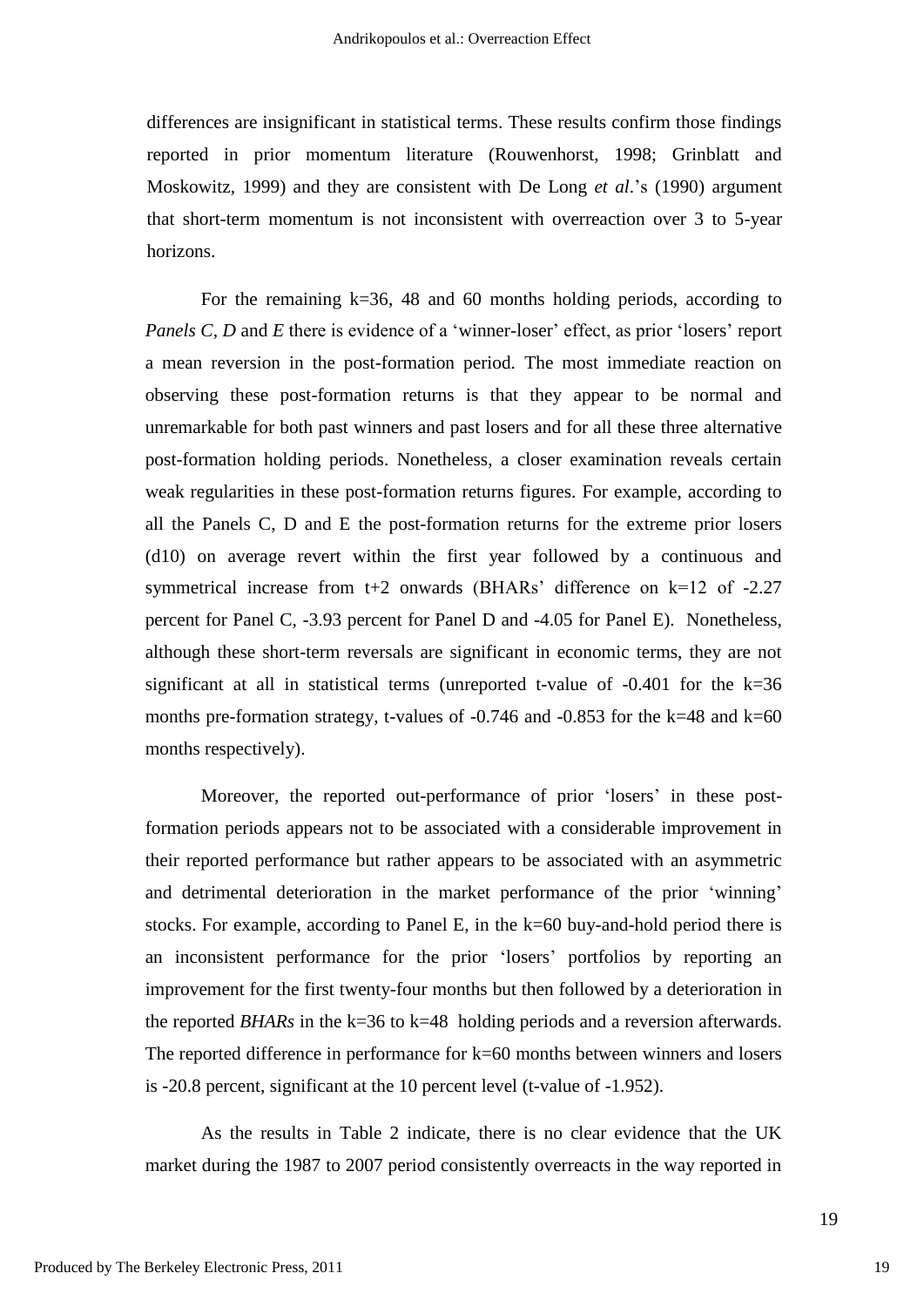differences are insignificant in statistical terms. These results confirm those findings reported in prior momentum literature (Rouwenhorst, 1998; Grinblatt and Moskowitz, 1999) and they are consistent with De Long *et al*.'s (1990) argument that short-term momentum is not inconsistent with overreaction over 3 to 5-year horizons.

For the remaining k=36, 48 and 60 months holding periods, according to *Panels C, D* and *E* there is evidence of a 'winner-loser' effect, as prior 'losers' report a mean reversion in the post-formation period. The most immediate reaction on observing these post-formation returns is that they appear to be normal and unremarkable for both past winners and past losers and for all these three alternative post-formation holding periods. Nonetheless, a closer examination reveals certain weak regularities in these post-formation returns figures. For example, according to all the Panels C, D and E the post-formation returns for the extreme prior losers (d10) on average revert within the first year followed by a continuous and symmetrical increase from t+2 onwards (BHARs' difference on k=12 of -2.27 percent for Panel C, -3.93 percent for Panel D and -4.05 for Panel E). Nonetheless, although these short-term reversals are significant in economic terms, they are not significant at all in statistical terms (unreported t-value of -0.401 for the k=36 months pre-formation strategy, t-values of -0.746 and -0.853 for the k=48 and k=60 months respectively).

Moreover, the reported out-performance of prior 'losers' in these post-formation periods appears not to be associated with a considerable improvement in their reported performance but rather appears to be associated with an asymmetric and detrimental deterioration in the market performance of the prior 'winning' stocks. For example, according to Panel E, in the k=60 buy-and-hold period there is an inconsistent performance for the prior 'losers' portfolios by reporting an improvement for the first twenty-four months but then followed by a deterioration in the reported *BHARs* in the k=36 to k=48 holding periods and a reversion afterwards. The reported difference in performance for k=60 months between winners and losers is -20.8 percent, significant at the 10 percent level (t-value of -1.952).

As the results in Table 2 indicate, there is no clear evidence that the UK market during the 1987 to 2007 period consistently overreacts in the way reported in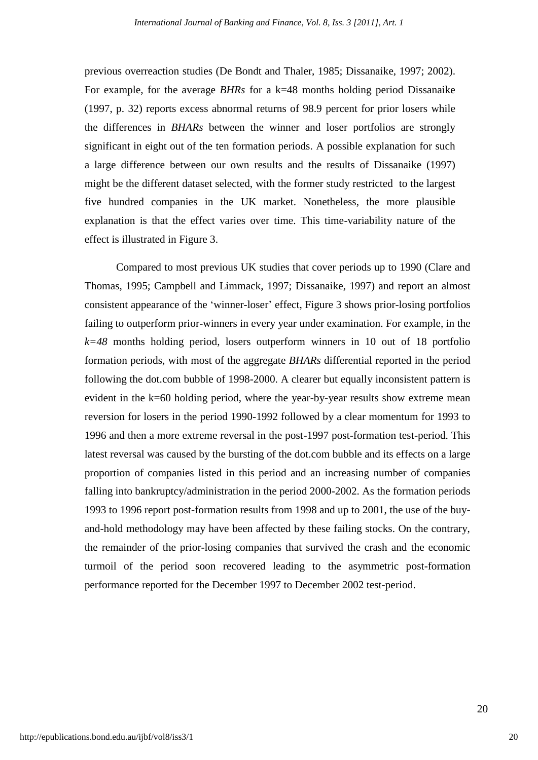previous overreaction studies (De Bondt and Thaler, 1985; Dissanaike, 1997; 2002). For example, for the average *BHRs* for a k=48 months holding period Dissanaike (1997, p. 32) reports excess abnormal returns of 98.9 percent for prior losers while the differences in *BHARs* between the winner and loser portfolios are strongly significant in eight out of the ten formation periods. A possible explanation for such a large difference between our own results and the results of Dissanaike (1997) might be the different dataset selected, with the former study restricted to the largest five hundred companies in the UK market. Nonetheless, the more plausible explanation is that the effect varies over time. This time-variability nature of the effect is illustrated in Figure 3.

Compared to most previous UK studies that cover periods up to 1990 (Clare and Thomas, 1995; Campbell and Limmack, 1997; Dissanaike, 1997) and report an almost consistent appearance of the 'winner-loser' effect, Figure 3 shows prior-losing portfolios failing to outperform prior-winners in every year under examination. For example, in the *k=48* months holding period, losers outperform winners in 10 out of 18 portfolio formation periods, with most of the aggregate *BHARs* differential reported in the period following the dot.com bubble of 1998-2000. A clearer but equally inconsistent pattern is evident in the k=60 holding period, where the year-by-year results show extreme mean reversion for losers in the period 1990-1992 followed by a clear momentum for 1993 to 1996 and then a more extreme reversal in the post-1997 post-formation test-period. This latest reversal was caused by the bursting of the dot.com bubble and its effects on a large proportion of companies listed in this period and an increasing number of companies falling into bankruptcy/administration in the period 2000-2002. As the formation periods 1993 to 1996 report post-formation results from 1998 and up to 2001, the use of the buy-and-hold methodology may have been affected by these failing stocks. On the contrary, the remainder of the prior-losing companies that survived the crash and the economic turmoil of the period soon recovered leading to the asymmetric post-formation performance reported for the December 1997 to December 2002 test-period.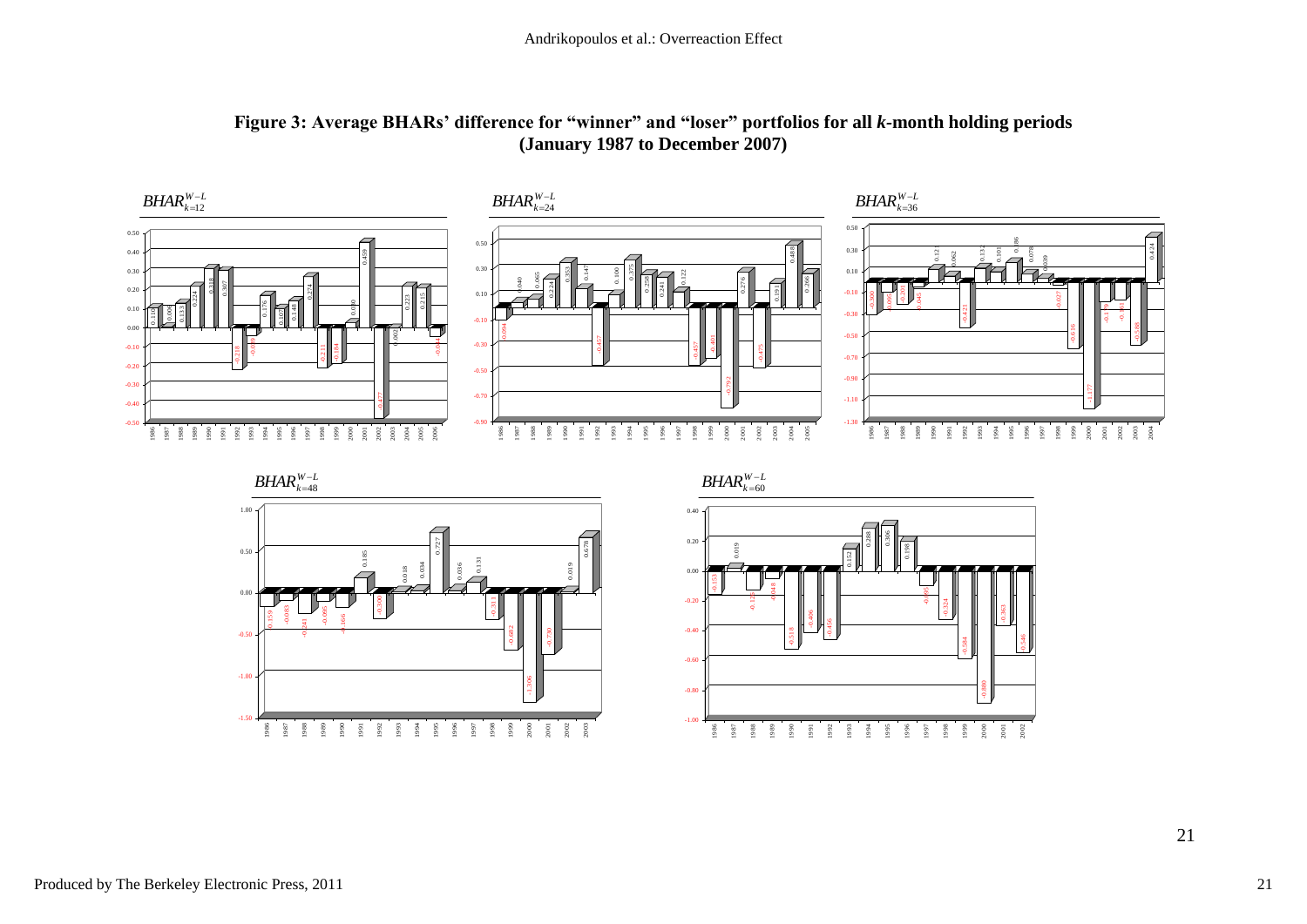**Figure 3: Average BHARs' difference for "winner" and "loser" portfolios for all *k*-month holding periods (January 1987 to December 2007)**

$BHAR^{W-L}_{k=12}$

$BHAR^{W-L}_{k=24}$

$BHAR^{W-L}_{k=36}$

$BHAR^{W-L}_{k=48}$

$BHAR^{W-L}_{k=60}$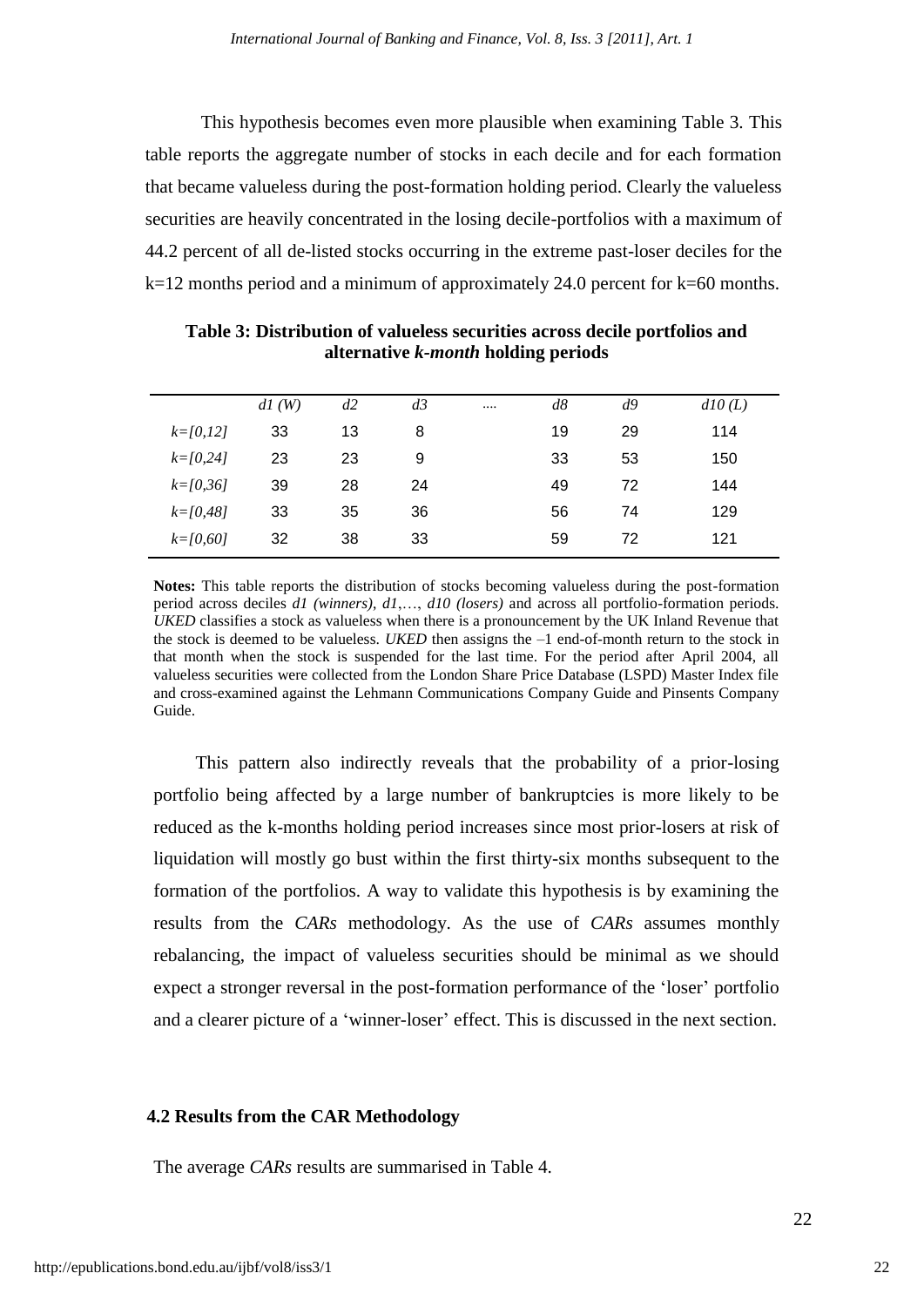This hypothesis becomes even more plausible when examining Table 3. This table reports the aggregate number of stocks in each decile and for each formation that became valueless during the post-formation holding period. Clearly the valueless securities are heavily concentrated in the losing decile-portfolios with a maximum of 44.2 percent of all de-listed stocks occurring in the extreme past-loser deciles for the k=12 months period and a minimum of approximately 24.0 percent for k=60 months.

**Table 3: Distribution of valueless securities across decile portfolios and alternative *k-month* holding periods**

| | *d1 (W)* | *d2* | *d3* | .... | *d8* | *d9* | *d10 (L)* |
|---|---|---|---|---|---|---|---|
| *k=[0,12]* | 33 | 13 | 8 | | 19 | 29 | 114 |
| *k=[0,24]* | 23 | 23 | 9 | | 33 | 53 | 150 |
| *k=[0,36]* | 39 | 28 | 24 | | 49 | 72 | 144 |
| *k=[0,48]* | 33 | 35 | 36 | | 56 | 74 | 129 |
| *k=[0,60]* | 32 | 38 | 33 | | 59 | 72 | 121 |

**Notes:** This table reports the distribution of stocks becoming valueless during the post-formation period across deciles *d1 (winners)*, *d1*,…, *d10 (losers)* and across all portfolio-formation periods. *UKED* classifies a stock as valueless when there is a pronouncement by the UK Inland Revenue that the stock is deemed to be valueless. *UKED* then assigns the –1 end-of-month return to the stock in that month when the stock is suspended for the last time. For the period after April 2004, all valueless securities were collected from the London Share Price Database (LSPD) Master Index file and cross-examined against the Lehmann Communications Company Guide and Pinsents Company Guide.

This pattern also indirectly reveals that the probability of a prior-losing portfolio being affected by a large number of bankruptcies is more likely to be reduced as the k-months holding period increases since most prior-losers at risk of liquidation will mostly go bust within the first thirty-six months subsequent to the formation of the portfolios. A way to validate this hypothesis is by examining the results from the *CARs* methodology. As the use of *CARs* assumes monthly rebalancing, the impact of valueless securities should be minimal as we should expect a stronger reversal in the post-formation performance of the 'loser' portfolio and a clearer picture of a 'winner-loser' effect. This is discussed in the next section.

### 4.2 Results from the CAR Methodology

The average *CARs* results are summarised in Table 4.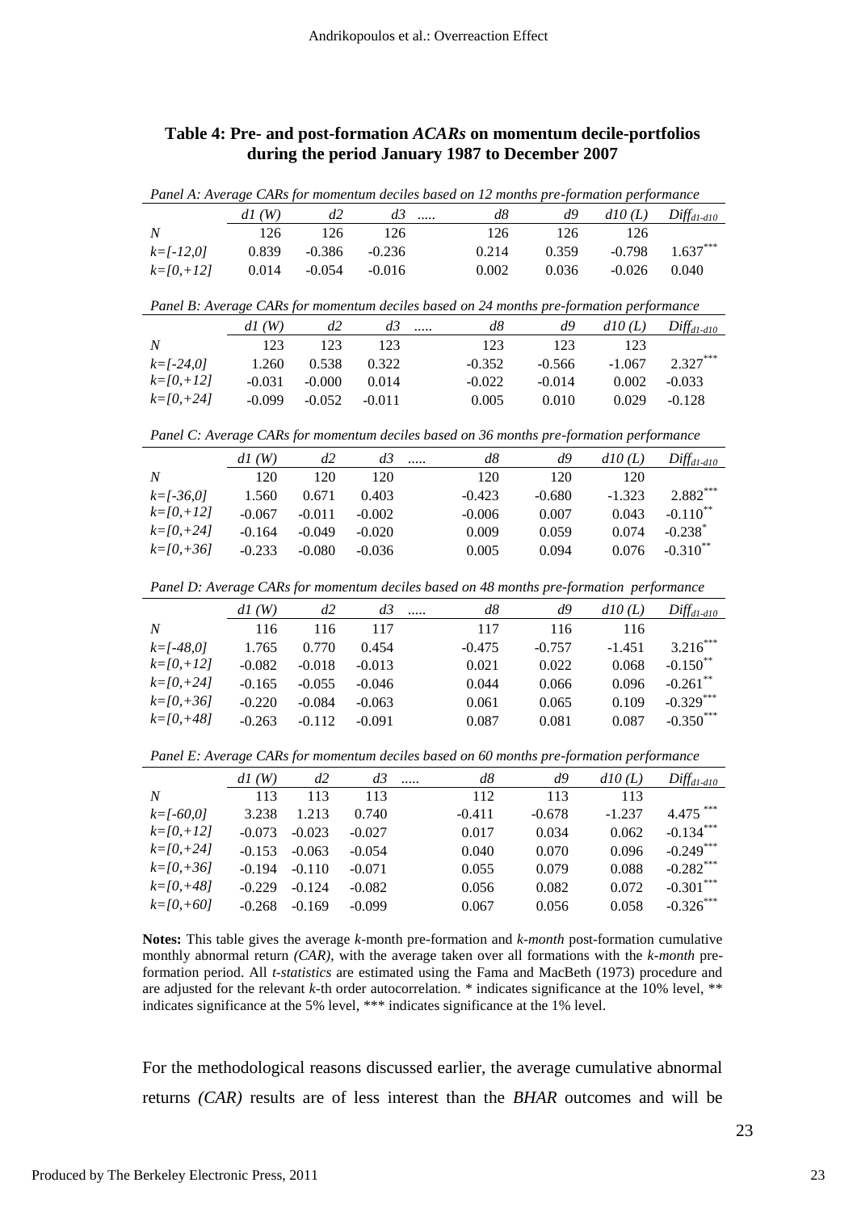**Table 4: Pre- and post-formation *ACARs* on momentum decile-portfolios during the period January 1987 to December 2007**

*Panel A: Average CARs for momentum deciles based on 12 months pre-formation performance*

| | *d1 (W)* | *d2* | *d3* ..... | *d8* | *d9* | *d10 (L)* | $Diff_{d1-d10}$ |
|---|---|---|---|---|---|---|---|
| *N* | 126 | 126 | 126 | 126 | 126 | 126 | |
| *k=[-12,0]* | 0.839 | -0.386 | -0.236 | 0.214 | 0.359 | -0.798 | 1.637*** |
| *k=[0,+12]* | 0.014 | -0.054 | -0.016 | 0.002 | 0.036 | -0.026 | 0.040 |

*Panel B: Average CARs for momentum deciles based on 24 months pre-formation performance*

| | *d1 (W)* | *d2* | *d3* ..... | *d8* | *d9* | *d10 (L)* | $Diff_{d1-d10}$ |
|---|---|---|---|---|---|---|---|
| *N* | 123 | 123 | 123 | 123 | 123 | 123 | |
| *k=[-24,0]* | 1.260 | 0.538 | 0.322 | -0.352 | -0.566 | -1.067 | 2.327*** |
| *k=[0,+12]* | -0.031 | -0.000 | 0.014 | -0.022 | -0.014 | 0.002 | -0.033 |
| *k=[0,+24]* | -0.099 | -0.052 | -0.011 | 0.005 | 0.010 | 0.029 | -0.128 |

*Panel C: Average CARs for momentum deciles based on 36 months pre-formation performance*

| | *d1 (W)* | *d2* | *d3* ..... | *d8* | *d9* | *d10 (L)* | $Diff_{d1-d10}$ |
|---|---|---|---|---|---|---|---|
| *N* | 120 | 120 | 120 | 120 | 120 | 120 | |
| *k=[-36,0]* | 1.560 | 0.671 | 0.403 | -0.423 | -0.680 | -1.323 | 2.882*** |
| *k=[0,+12]* | -0.067 | -0.011 | -0.002 | -0.006 | 0.007 | 0.043 | -0.110** |
| *k=[0,+24]* | -0.164 | -0.049 | -0.020 | 0.009 | 0.059 | 0.074 | -0.238* |
| *k=[0,+36]* | -0.233 | -0.080 | -0.036 | 0.005 | 0.094 | 0.076 | -0.310** |

*Panel D: Average CARs for momentum deciles based on 48 months pre-formation performance*

| | *d1 (W)* | *d2* | *d3* ..... | *d8* | *d9* | *d10 (L)* | $Diff_{d1-d10}$ |
|---|---|---|---|---|---|---|---|
| *N* | 116 | 116 | 117 | 117 | 116 | 116 | |
| *k=[-48,0]* | 1.765 | 0.770 | 0.454 | -0.475 | -0.757 | -1.451 | 3.216*** |
| *k=[0,+12]* | -0.082 | -0.018 | -0.013 | 0.021 | 0.022 | 0.068 | -0.150** |
| *k=[0,+24]* | -0.165 | -0.055 | -0.046 | 0.044 | 0.066 | 0.096 | -0.261** |
| *k=[0,+36]* | -0.220 | -0.084 | -0.063 | 0.061 | 0.065 | 0.109 | -0.329*** |
| *k=[0,+48]* | -0.263 | -0.112 | -0.091 | 0.087 | 0.081 | 0.087 | -0.350*** |

*Panel E: Average CARs for momentum deciles based on 60 months pre-formation performance*

| | *d1 (W)* | *d2* | *d3* ..... | *d8* | *d9* | *d10 (L)* | $Diff_{d1-d10}$ |
|---|---|---|---|---|---|---|---|
| *N* | 113 | 113 | 113 | 112 | 113 | 113 | |
| *k=[-60,0]* | 3.238 | 1.213 | 0.740 | -0.411 | -0.678 | -1.237 | 4.475 *** |
| *k=[0,+12]* | -0.073 | -0.023 | -0.027 | 0.017 | 0.034 | 0.062 | -0.134*** |
| *k=[0,+24]* | -0.153 | -0.063 | -0.054 | 0.040 | 0.070 | 0.096 | -0.249*** |
| *k=[0,+36]* | -0.194 | -0.110 | -0.071 | 0.055 | 0.079 | 0.088 | -0.282*** |
| *k=[0,+48]* | -0.229 | -0.124 | -0.082 | 0.056 | 0.082 | 0.072 | -0.301*** |
| *k=[0,+60]* | -0.268 | -0.169 | -0.099 | 0.067 | 0.056 | 0.058 | -0.326*** |

**Notes:** This table gives the average *k*-month pre-formation and *k-month* post-formation cumulative monthly abnormal return *(CAR)*, with the average taken over all formations with the *k-month* pre-formation period. All *t-statistics* are estimated using the Fama and MacBeth (1973) procedure and are adjusted for the relevant *k*-th order autocorrelation. * indicates significance at the 10% level, ** indicates significance at the 5% level, *** indicates significance at the 1% level.

For the methodological reasons discussed earlier, the average cumulative abnormal returns *(CAR)* results are of less interest than the *BHAR* outcomes and will be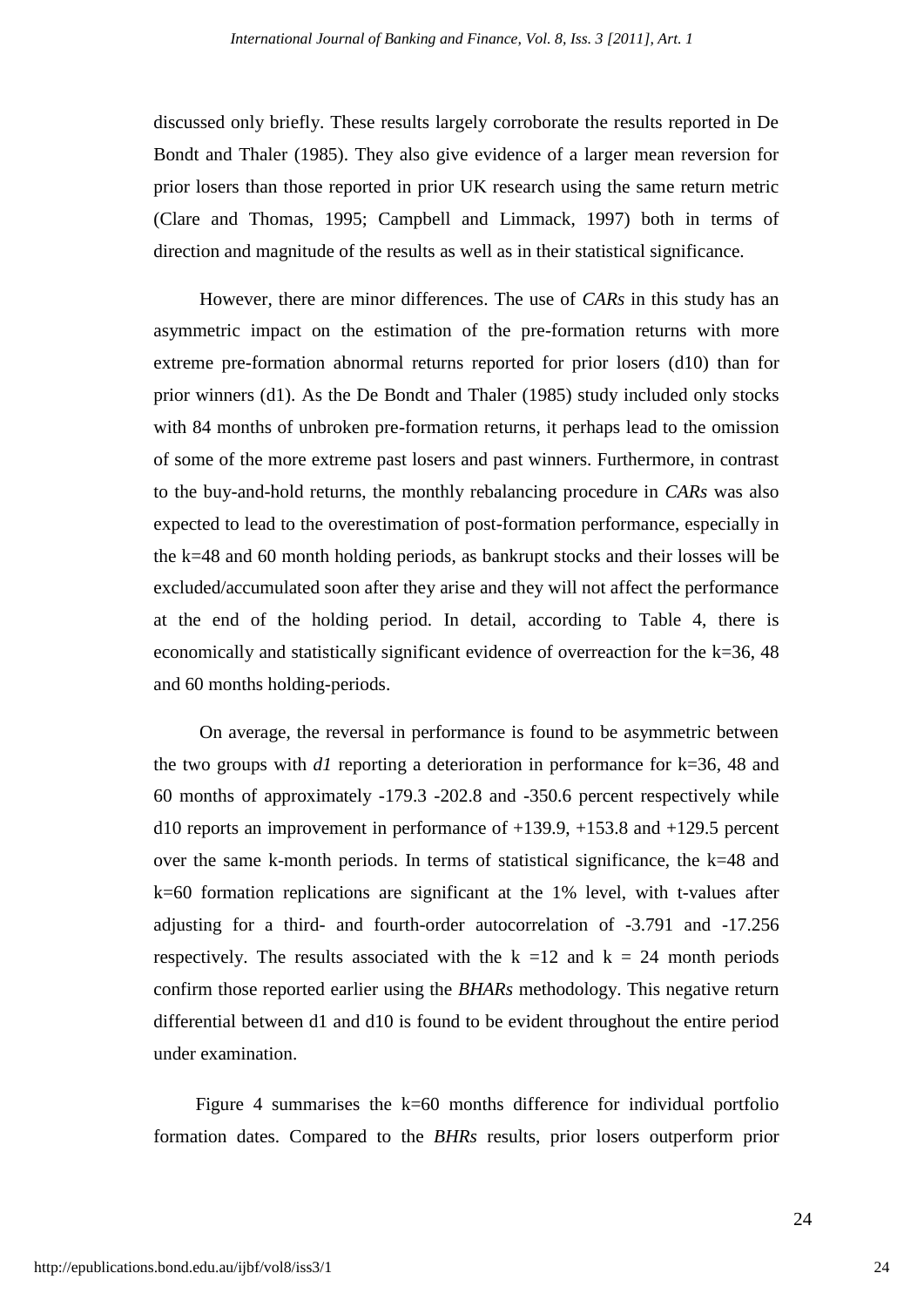discussed only briefly. These results largely corroborate the results reported in De Bondt and Thaler (1985). They also give evidence of a larger mean reversion for prior losers than those reported in prior UK research using the same return metric (Clare and Thomas, 1995; Campbell and Limmack, 1997) both in terms of direction and magnitude of the results as well as in their statistical significance.

However, there are minor differences. The use of *CARs* in this study has an asymmetric impact on the estimation of the pre-formation returns with more extreme pre-formation abnormal returns reported for prior losers (d10) than for prior winners (d1). As the De Bondt and Thaler (1985) study included only stocks with 84 months of unbroken pre-formation returns, it perhaps lead to the omission of some of the more extreme past losers and past winners. Furthermore, in contrast to the buy-and-hold returns, the monthly rebalancing procedure in *CARs* was also expected to lead to the overestimation of post-formation performance, especially in the k=48 and 60 month holding periods, as bankrupt stocks and their losses will be excluded/accumulated soon after they arise and they will not affect the performance at the end of the holding period. In detail, according to Table 4, there is economically and statistically significant evidence of overreaction for the k=36, 48 and 60 months holding-periods.

On average, the reversal in performance is found to be asymmetric between the two groups with *d1* reporting a deterioration in performance for k=36, 48 and 60 months of approximately -179.3 -202.8 and -350.6 percent respectively while d10 reports an improvement in performance of +139.9, +153.8 and +129.5 percent over the same k-month periods. In terms of statistical significance, the k=48 and k=60 formation replications are significant at the 1% level, with t-values after adjusting for a third- and fourth-order autocorrelation of -3.791 and -17.256 respectively. The results associated with the k =12 and k = 24 month periods confirm those reported earlier using the *BHARs* methodology. This negative return differential between d1 and d10 is found to be evident throughout the entire period under examination.

Figure 4 summarises the k=60 months difference for individual portfolio formation dates. Compared to the *BHRs* results, prior losers outperform prior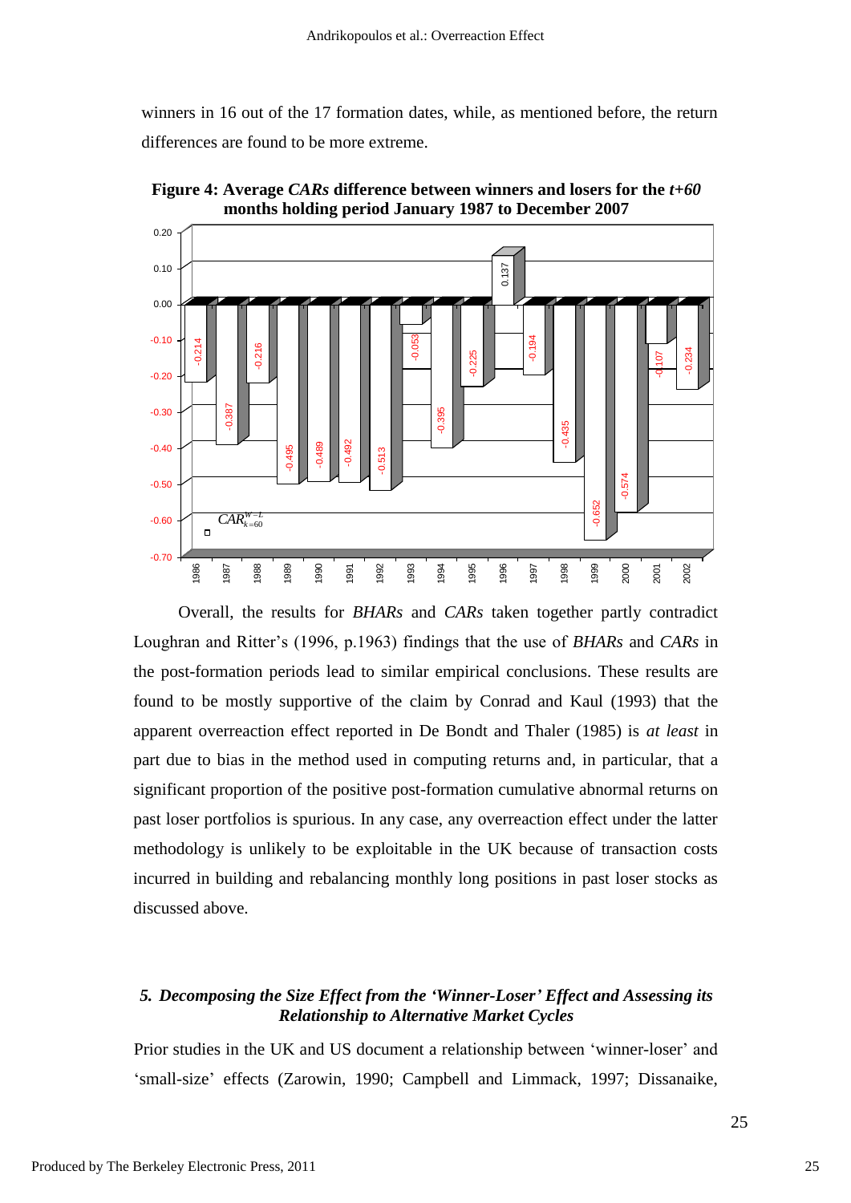winners in 16 out of the 17 formation dates, while, as mentioned before, the return differences are found to be more extreme.

**Figure 4: Average *CARs* difference between winners and losers for the *t+60* months holding period January 1987 to December 2007**

| Year | $CAR_{k=60}^{W-L}$ |
|---|---|
| 1986 | -0.214 |
| 1987 | -0.387 |
| 1988 | -0.216 |
| 1989 | -0.495 |
| 1990 | -0.489 |
| 1991 | -0.492 |
| 1992 | -0.513 |
| 1993 | -0.053 |
| 1994 | -0.395 |
| 1995 | -0.225 |
| 1996 | 0.137 |
| 1997 | -0.194 |
| 1998 | -0.435 |
| 1999 | -0.652 |
| 2000 | -0.574 |
| 2001 | -0.107 |
| 2002 | -0.234 |

Overall, the results for *BHARs* and *CARs* taken together partly contradict Loughran and Ritter's (1996, p.1963) findings that the use of *BHARs* and *CARs* in the post-formation periods lead to similar empirical conclusions. These results are found to be mostly supportive of the claim by Conrad and Kaul (1993) that the apparent overreaction effect reported in De Bondt and Thaler (1985) is *at least* in part due to bias in the method used in computing returns and, in particular, that a significant proportion of the positive post-formation cumulative abnormal returns on past loser portfolios is spurious. In any case, any overreaction effect under the latter methodology is unlikely to be exploitable in the UK because of transaction costs incurred in building and rebalancing monthly long positions in past loser stocks as discussed above.

### *5. Decomposing the Size Effect from the 'Winner-Loser' Effect and Assessing its Relationship to Alternative Market Cycles*

Prior studies in the UK and US document a relationship between 'winner-loser' and 'small-size' effects (Zarowin, 1990; Campbell and Limmack, 1997; Dissanaike,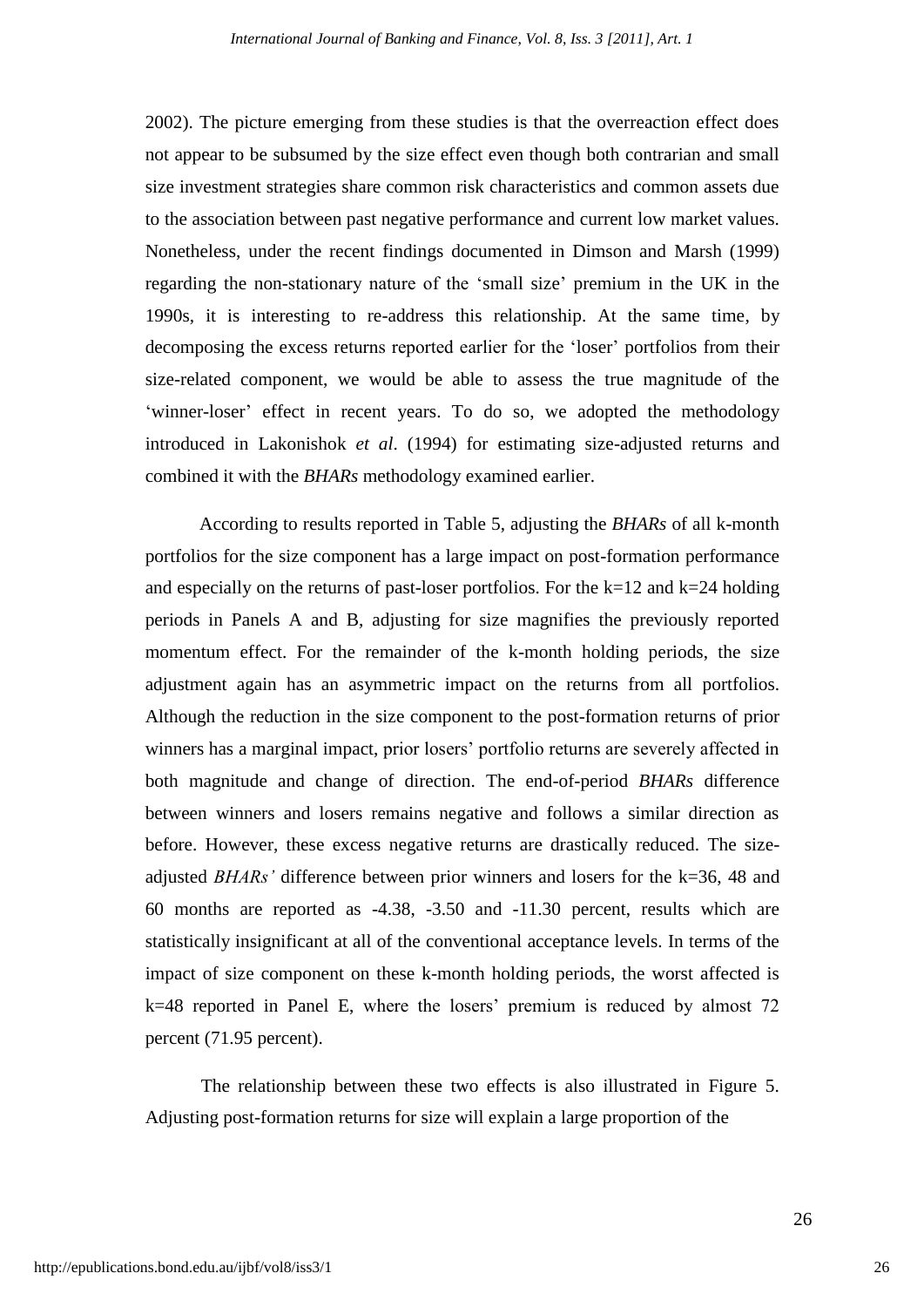2002). The picture emerging from these studies is that the overreaction effect does not appear to be subsumed by the size effect even though both contrarian and small size investment strategies share common risk characteristics and common assets due to the association between past negative performance and current low market values. Nonetheless, under the recent findings documented in Dimson and Marsh (1999) regarding the non-stationary nature of the 'small size' premium in the UK in the 1990s, it is interesting to re-address this relationship. At the same time, by decomposing the excess returns reported earlier for the 'loser' portfolios from their size-related component, we would be able to assess the true magnitude of the 'winner-loser' effect in recent years. To do so, we adopted the methodology introduced in Lakonishok *et al*. (1994) for estimating size-adjusted returns and combined it with the *BHARs* methodology examined earlier.

According to results reported in Table 5, adjusting the *BHARs* of all k-month portfolios for the size component has a large impact on post-formation performance and especially on the returns of past-loser portfolios. For the k=12 and k=24 holding periods in Panels A and B, adjusting for size magnifies the previously reported momentum effect. For the remainder of the k-month holding periods, the size adjustment again has an asymmetric impact on the returns from all portfolios. Although the reduction in the size component to the post-formation returns of prior winners has a marginal impact, prior losers' portfolio returns are severely affected in both magnitude and change of direction. The end-of-period *BHARs* difference between winners and losers remains negative and follows a similar direction as before. However, these excess negative returns are drastically reduced. The size-adjusted *BHARs'* difference between prior winners and losers for the k=36, 48 and 60 months are reported as -4.38, -3.50 and -11.30 percent, results which are statistically insignificant at all of the conventional acceptance levels. In terms of the impact of size component on these k-month holding periods, the worst affected is k=48 reported in Panel E, where the losers' premium is reduced by almost 72 percent (71.95 percent).

The relationship between these two effects is also illustrated in Figure 5. Adjusting post-formation returns for size will explain a large proportion of the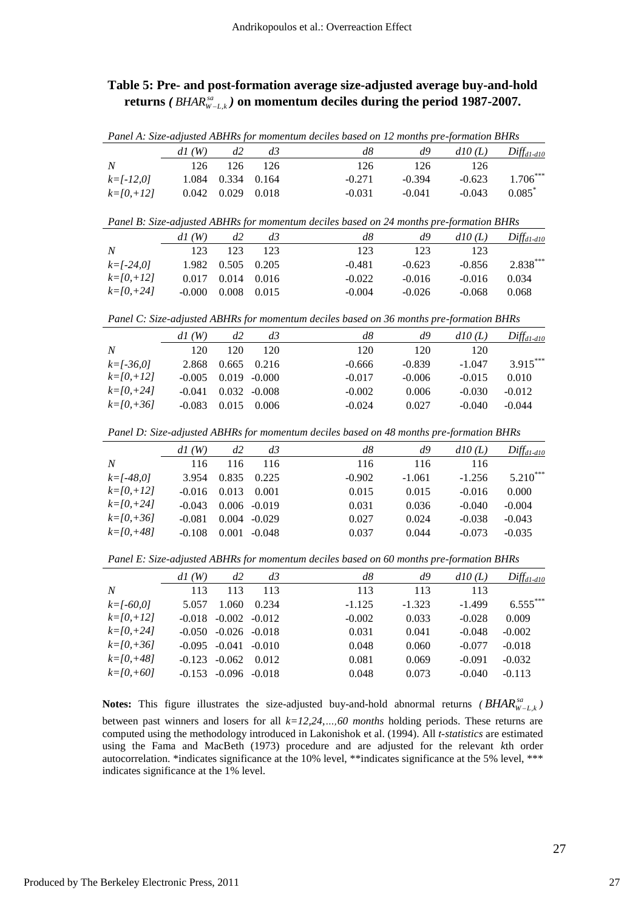**Table 5: Pre- and post-formation average size-adjusted average buy-and-hold returns ( $BHAR^{sa}_{W-L,k}$ ) on momentum deciles during the period 1987-2007.**

*Panel A: Size-adjusted ABHRs for momentum deciles based on 12 months pre-formation BHRs*

| | *d1 (W)* | *d2* | *d3* | *d8* | *d9* | *d10 (L)* | $Diff_{d1-d10}$ |
|---|---|---|---|---|---|---|---|
| *N* | 126 | 126 | 126 | 126 | 126 | 126 | |
| *k=[-12,0]* | 1.084 | 0.334 | 0.164 | -0.271 | -0.394 | -0.623 | 1.706*** |
| *k=[0,+12]* | 0.042 | 0.029 | 0.018 | -0.031 | -0.041 | -0.043 | 0.085* |

*Panel B: Size-adjusted ABHRs for momentum deciles based on 24 months pre-formation BHRs*

| | *d1 (W)* | *d2* | *d3* | *d8* | *d9* | *d10 (L)* | $Diff_{d1-d10}$ |
|---|---|---|---|---|---|---|---|
| *N* | 123 | 123 | 123 | 123 | 123 | 123 | |
| *k=[-24,0]* | 1.982 | 0.505 | 0.205 | -0.481 | -0.623 | -0.856 | 2.838*** |
| *k=[0,+12]* | 0.017 | 0.014 | 0.016 | -0.022 | -0.016 | -0.016 | 0.034 |
| *k=[0,+24]* | -0.000 | 0.008 | 0.015 | -0.004 | -0.026 | -0.068 | 0.068 |

*Panel C: Size-adjusted ABHRs for momentum deciles based on 36 months pre-formation BHRs*

| | *d1 (W)* | *d2* | *d3* | *d8* | *d9* | *d10 (L)* | $Diff_{d1-d10}$ |
|---|---|---|---|---|---|---|---|
| *N* | 120 | 120 | 120 | 120 | 120 | 120 | |
| *k=[-36,0]* | 2.868 | 0.665 | 0.216 | -0.666 | -0.839 | -1.047 | 3.915*** |
| *k=[0,+12]* | -0.005 | 0.019 | -0.000 | -0.017 | -0.006 | -0.015 | 0.010 |
| *k=[0,+24]* | -0.041 | 0.032 | -0.008 | -0.002 | 0.006 | -0.030 | -0.012 |
| *k=[0,+36]* | -0.083 | 0.015 | 0.006 | -0.024 | 0.027 | -0.040 | -0.044 |

*Panel D: Size-adjusted ABHRs for momentum deciles based on 48 months pre-formation BHRs*

| | *d1 (W)* | *d2* | *d3* | *d8* | *d9* | *d10 (L)* | $Diff_{d1-d10}$ |
|---|---|---|---|---|---|---|---|
| *N* | 116 | 116 | 116 | 116 | 116 | 116 | |
| *k=[-48,0]* | 3.954 | 0.835 | 0.225 | -0.902 | -1.061 | -1.256 | 5.210*** |
| *k=[0,+12]* | -0.016 | 0.013 | 0.001 | 0.015 | 0.015 | -0.016 | 0.000 |
| *k=[0,+24]* | -0.043 | 0.006 | -0.019 | 0.031 | 0.036 | -0.040 | -0.004 |
| *k=[0,+36]* | -0.081 | 0.004 | -0.029 | 0.027 | 0.024 | -0.038 | -0.043 |
| *k=[0,+48]* | -0.108 | 0.001 | -0.048 | 0.037 | 0.044 | -0.073 | -0.035 |

*Panel E: Size-adjusted ABHRs for momentum deciles based on 60 months pre-formation BHRs*

| | *d1 (W)* | *d2* | *d3* | *d8* | *d9* | *d10 (L)* | $Diff_{d1-d10}$ |
|---|---|---|---|---|---|---|---|
| *N* | 113 | 113 | 113 | 113 | 113 | 113 | |
| *k=[-60,0]* | 5.057 | 1.060 | 0.234 | -1.125 | -1.323 | -1.499 | 6.555*** |
| *k=[0,+12]* | -0.018 | -0.002 | -0.012 | -0.002 | 0.033 | -0.028 | 0.009 |
| *k=[0,+24]* | -0.050 | -0.026 | -0.018 | 0.031 | 0.041 | -0.048 | -0.002 |
| *k=[0,+36]* | -0.095 | -0.041 | -0.010 | 0.048 | 0.060 | -0.077 | -0.018 |
| *k=[0,+48]* | -0.123 | -0.062 | 0.012 | 0.081 | 0.069 | -0.091 | -0.032 |
| *k=[0,+60]* | -0.153 | -0.096 | -0.018 | 0.048 | 0.073 | -0.040 | -0.113 |

**Notes:** This figure illustrates the size-adjusted buy-and-hold abnormal returns ( $BHAR^{sa}_{W-L,k}$ ) between past winners and losers for all *k=12,24,...,60 months* holding periods. These returns are computed using the methodology introduced in Lakonishok et al. (1994). All *t-statistics* are estimated using the Fama and MacBeth (1973) procedure and are adjusted for the relevant *k*th order autocorrelation. *indicates significance at the 10% level, **indicates significance at the 5% level, *** indicates significance at the 1% level.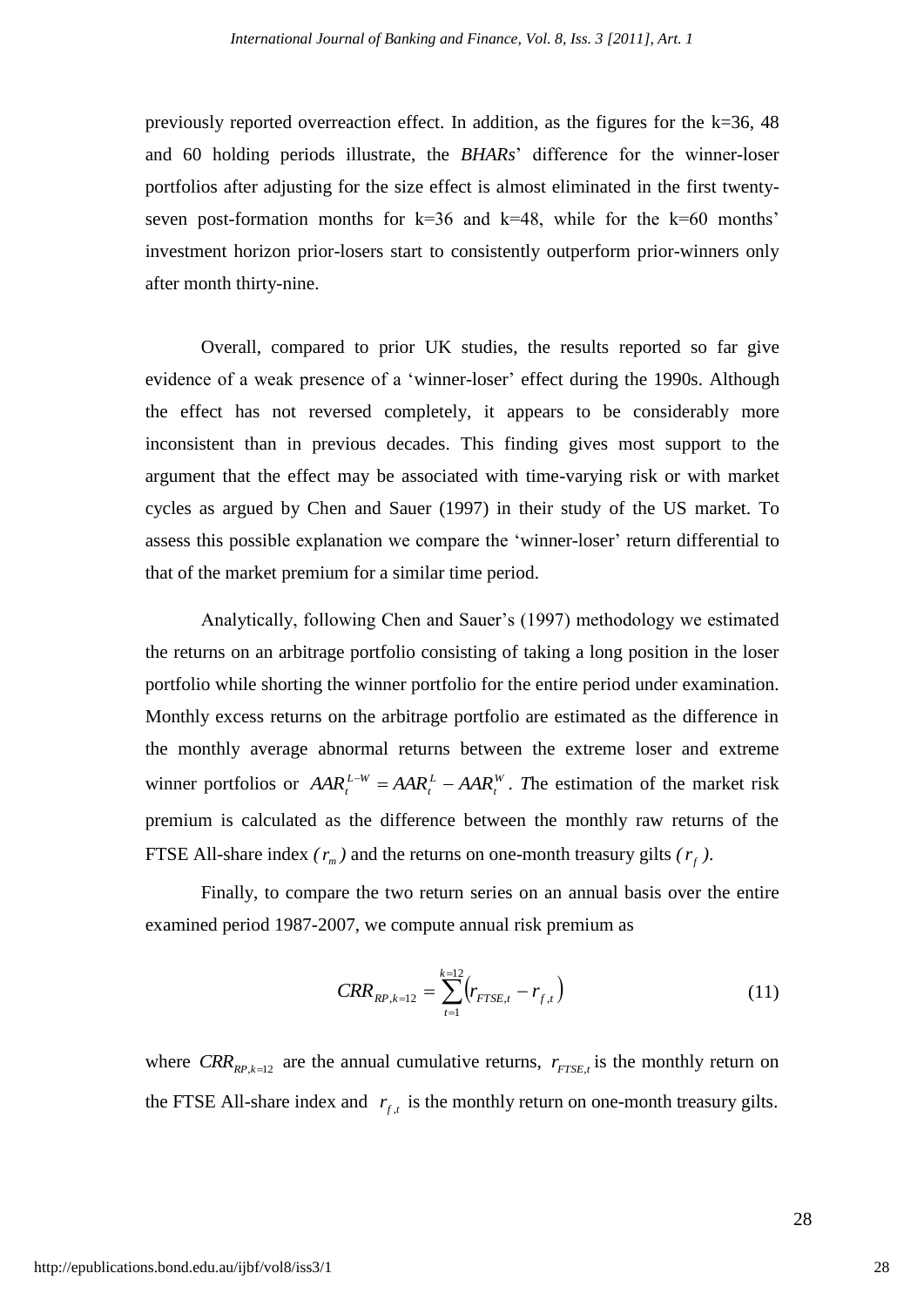previously reported overreaction effect. In addition, as the figures for the k=36, 48 and 60 holding periods illustrate, the *BHARs*' difference for the winner-loser portfolios after adjusting for the size effect is almost eliminated in the first twenty-seven post-formation months for k=36 and k=48, while for the k=60 months' investment horizon prior-losers start to consistently outperform prior-winners only after month thirty-nine.

Overall, compared to prior UK studies, the results reported so far give evidence of a weak presence of a 'winner-loser' effect during the 1990s. Although the effect has not reversed completely, it appears to be considerably more inconsistent than in previous decades. This finding gives most support to the argument that the effect may be associated with time-varying risk or with market cycles as argued by Chen and Sauer (1997) in their study of the US market. To assess this possible explanation we compare the 'winner-loser' return differential to that of the market premium for a similar time period.

Analytically, following Chen and Sauer's (1997) methodology we estimated the returns on an arbitrage portfolio consisting of taking a long position in the loser portfolio while shorting the winner portfolio for the entire period under examination. Monthly excess returns on the arbitrage portfolio are estimated as the difference in the monthly average abnormal returns between the extreme loser and extreme winner portfolios or $AAR_t^{L-W} = AAR_t^L - AAR_t^W$. *T*he estimation of the market risk premium is calculated as the difference between the monthly raw returns of the FTSE All-share index *(* $r_m$ *)* and the returns on one-month treasury gilts *(* $r_f$ *)*.

Finally, to compare the two return series on an annual basis over the entire examined period 1987-2007, we compute annual risk premium as

$$CRR_{RP,k=12} = \sum_{t=1}^{k=12} \left( r_{FTSE,t} - r_{f,t} \right) \tag{11}$$

where $CRR_{RP,k=12}$ are the annual cumulative returns, $r_{FTSE,t}$ is the monthly return on the FTSE All-share index and $r_{f,t}$ is the monthly return on one-month treasury gilts.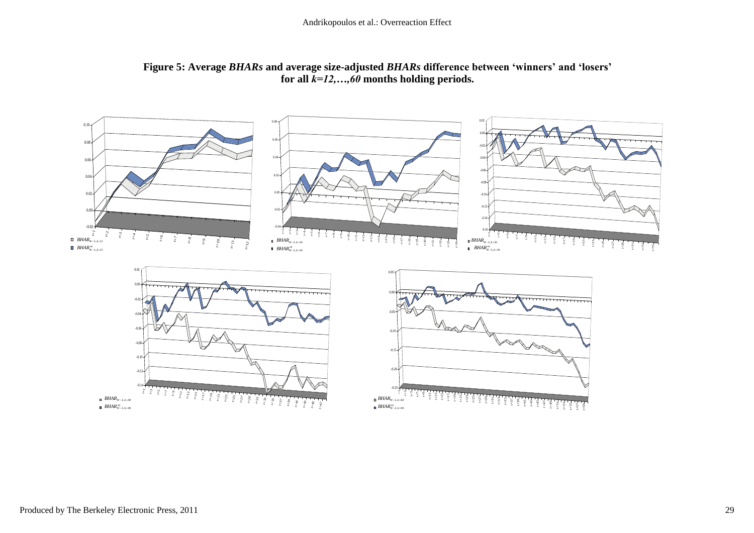**Figure 5: Average *BHARs* and average size-adjusted *BHARs* difference between 'winners' and 'losers' for all *k=12,…,60* months holding periods.**

$BHAR_{W-L,k=12}$

$BHAR^{sa}_{W-L,k=12}$

$BHAR_{W-L,k=24}$

$BHAR^{sa}_{W-L,k=24}$

$BHAR_{W-L,k=36}$

$BHAR^{sa}_{W-L,k=36}$

$BHAR_{W-L,k=48}$

$BHAR^{sa}_{W-L,k=48}$

$BHAR_{W-L,k=60}$

$BHAR^{sa}_{W-L,k=60}$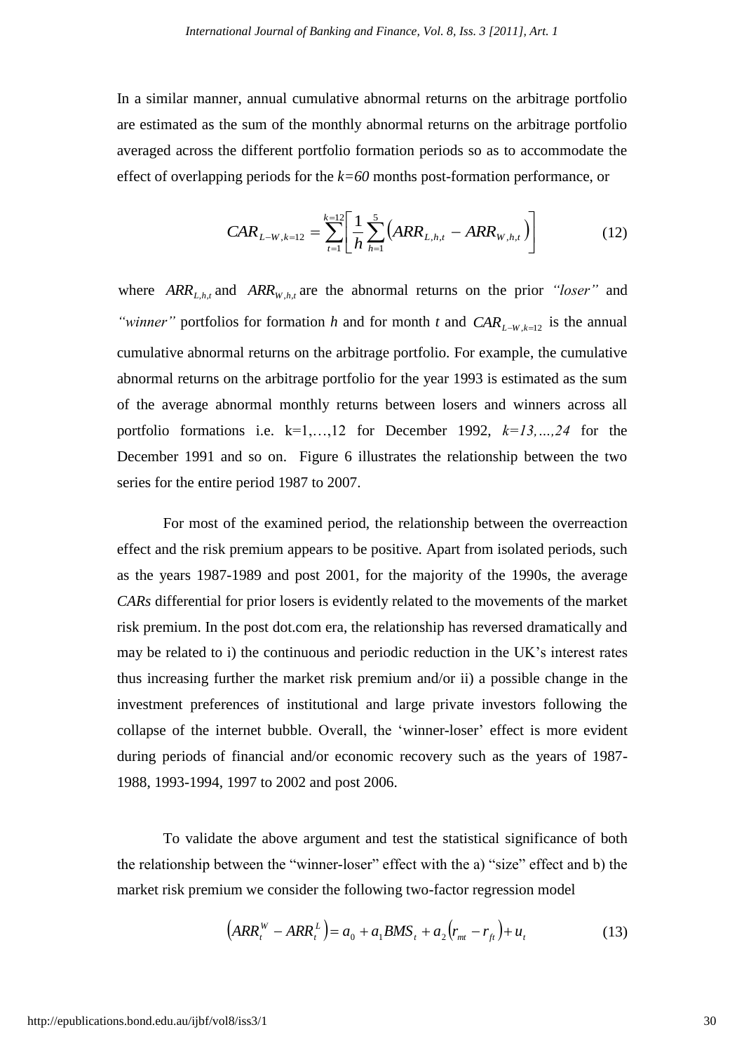In a similar manner, annual cumulative abnormal returns on the arbitrage portfolio are estimated as the sum of the monthly abnormal returns on the arbitrage portfolio averaged across the different portfolio formation periods so as to accommodate the effect of overlapping periods for the *k=60* months post-formation performance, or

$$CAR_{L-W,k=12} = \sum_{t=1}^{k=12} \left[ \frac{1}{h} \sum_{h=1}^{5} \left( ARR_{L,h,t} - ARR_{W,h,t} \right) \right] \tag{12}$$

where $ARR_{L,h,t}$ and $ARR_{W,h,t}$ are the abnormal returns on the prior *"loser"* and *"winner"* portfolios for formation *h* and for month *t* and $CAR_{L-W,k=12}$ is the annual cumulative abnormal returns on the arbitrage portfolio. For example, the cumulative abnormal returns on the arbitrage portfolio for the year 1993 is estimated as the sum of the average abnormal monthly returns between losers and winners across all portfolio formations i.e. k=1,…,12 for December 1992, *k=13,…,24* for the December 1991 and so on. Figure 6 illustrates the relationship between the two series for the entire period 1987 to 2007.

For most of the examined period, the relationship between the overreaction effect and the risk premium appears to be positive. Apart from isolated periods, such as the years 1987-1989 and post 2001, for the majority of the 1990s, the average *CARs* differential for prior losers is evidently related to the movements of the market risk premium. In the post dot.com era, the relationship has reversed dramatically and may be related to i) the continuous and periodic reduction in the UK's interest rates thus increasing further the market risk premium and/or ii) a possible change in the investment preferences of institutional and large private investors following the collapse of the internet bubble. Overall, the 'winner-loser' effect is more evident during periods of financial and/or economic recovery such as the years of 1987-1988, 1993-1994, 1997 to 2002 and post 2006.

To validate the above argument and test the statistical significance of both the relationship between the "winner-loser" effect with the a) "size" effect and b) the market risk premium we consider the following two-factor regression model

$$\left( ARR_t^W - ARR_t^L \right) = a_0 + a_1 BMS_t + a_2 \left( r_{mt} - r_{ft} \right) + u_t \tag{13}$$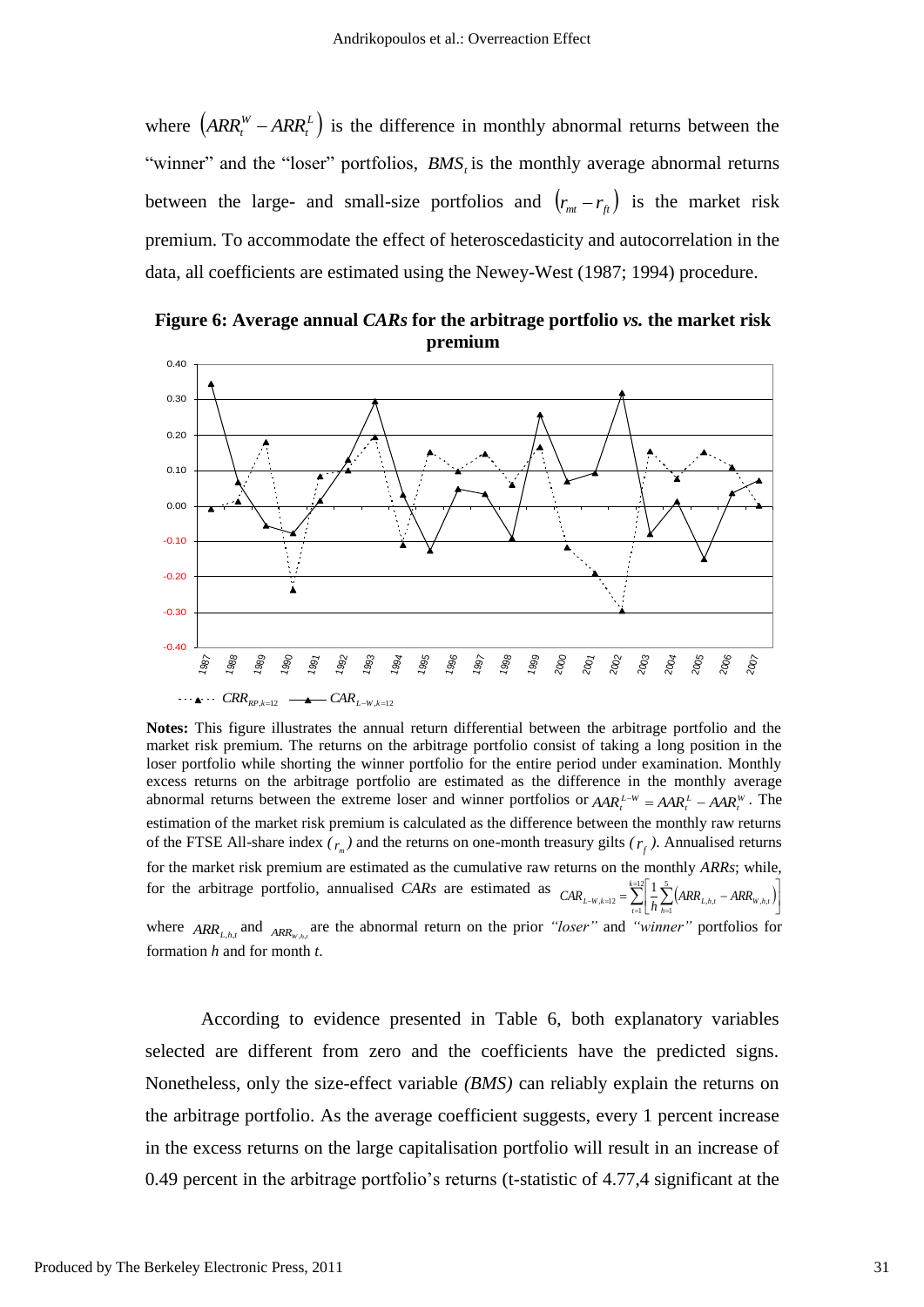where $\left(ARR_t^W - ARR_t^L\right)$ is the difference in monthly abnormal returns between the "winner" and the "loser" portfolios, $BMS_t$ is the monthly average abnormal returns between the large- and small-size portfolios and $\left(r_{mt} - r_{ft}\right)$ is the market risk premium. To accommodate the effect of heteroscedasticity and autocorrelation in the data, all coefficients are estimated using the Newey-West (1987; 1994) procedure.

**Figure 6: Average annual *CARs* for the arbitrage portfolio *vs.* the market risk premium**

**Notes:** This figure illustrates the annual return differential between the arbitrage portfolio and the market risk premium. The returns on the arbitrage portfolio consist of taking a long position in the loser portfolio while shorting the winner portfolio for the entire period under examination. Monthly excess returns on the arbitrage portfolio are estimated as the difference in the monthly average abnormal returns between the extreme loser and winner portfolios or $AAR_t^{L-W} = AAR_t^L - AAR_t^W$. The estimation of the market risk premium is calculated as the difference between the monthly raw returns of the FTSE All-share index ($r_m$) and the returns on one-month treasury gilts ($r_f$). Annualised returns for the market risk premium are estimated as the cumulative raw returns on the monthly *ARRs*; while, for the arbitrage portfolio, annualised *CARs* are estimated as $CAR_{L-W,k=12} = \sum_{t=1}^{k=12}\left[\frac{1}{h}\sum_{h=1}^{5}\left(ARR_{L,h,t} - ARR_{W,h,t}\right)\right]$ where $ARR_{L,h,t}$ and $ARR_{W,h,t}$ are the abnormal return on the prior *"loser"* and *"winner"* portfolios for formation $h$ and for month $t$.

According to evidence presented in Table 6, both explanatory variables selected are different from zero and the coefficients have the predicted signs. Nonetheless, only the size-effect variable *(BMS)* can reliably explain the returns on the arbitrage portfolio. As the average coefficient suggests, every 1 percent increase in the excess returns on the large capitalisation portfolio will result in an increase of 0.49 percent in the arbitrage portfolio's returns (t-statistic of 4.77,4 significant at the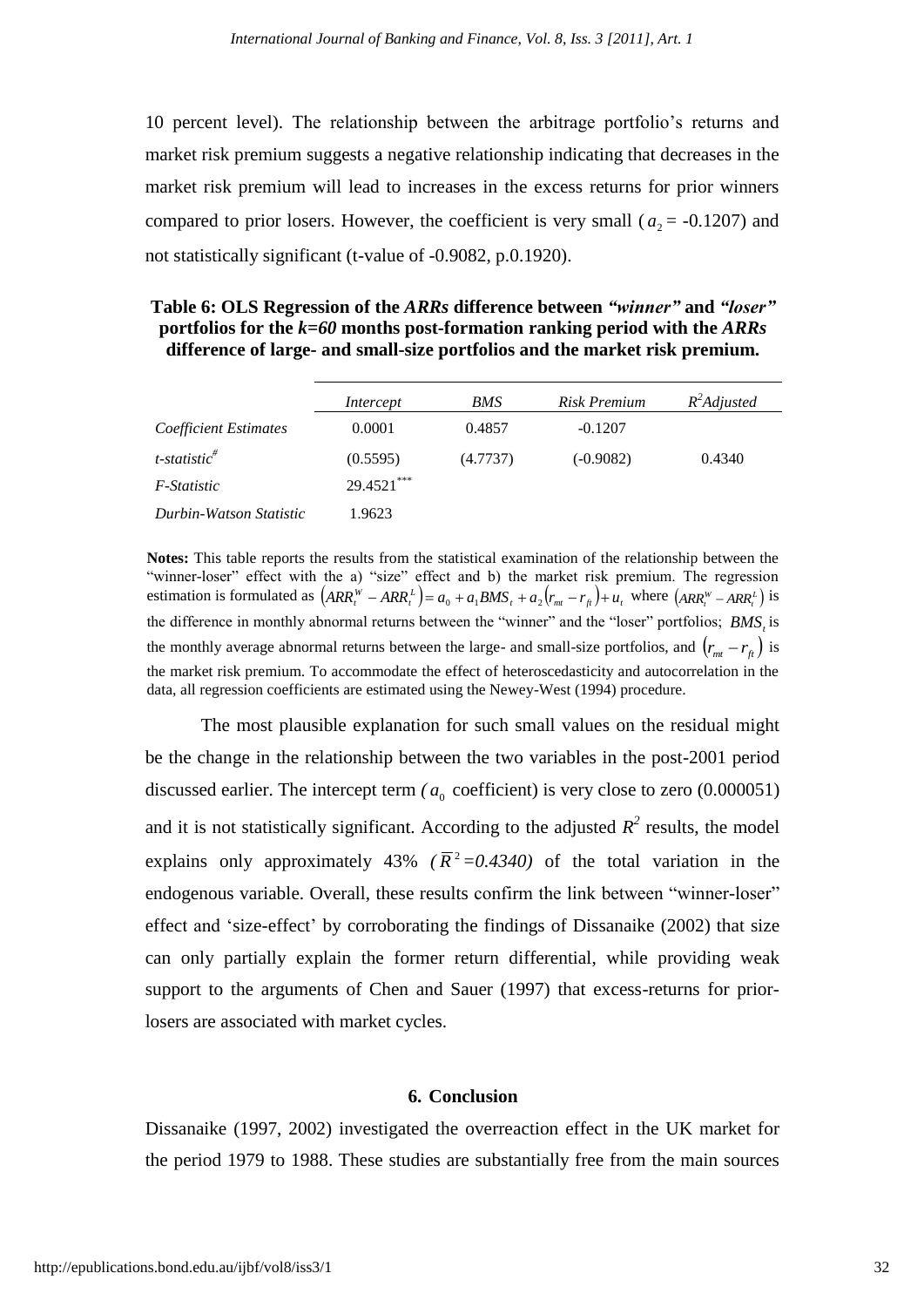10 percent level). The relationship between the arbitrage portfolio's returns and market risk premium suggests a negative relationship indicating that decreases in the market risk premium will lead to increases in the excess returns for prior winners compared to prior losers. However, the coefficient is very small ($a_2$ = -0.1207) and not statistically significant (t-value of -0.9082, p.0.1920).

**Table 6: OLS Regression of the *ARRs* difference between *"winner"* and *"loser"* portfolios for the *k=60* months post-formation ranking period with the *ARRs* difference of large- and small-size portfolios and the market risk premium.**

| | *Intercept* | *BMS* | *Risk Premium* | *$R^2$Adjusted* |
|---|---|---|---|---|
| *Coefficient Estimates* | 0.0001 | 0.4857 | -0.1207 | |
| *t-statistic*[#] | (0.5595) | (4.7737) | (-0.9082) | 0.4340 |
| *F-Statistic* | 29.4521*** | | | |
| *Durbin-Watson Statistic* | 1.9623 | | | |

**Notes:** This table reports the results from the statistical examination of the relationship between the "winner-loser" effect with the a) "size" effect and b) the market risk premium. The regression estimation is formulated as $\left(ARR_t^W - ARR_t^L\right) = a_0 + a_1 BMS_t + a_2\left(r_{mt} - r_{ft}\right) + u_t$ where $\left(ARR_t^W - ARR_t^L\right)$ is the difference in monthly abnormal returns between the "winner" and the "loser" portfolios; $BMS_t$ is the monthly average abnormal returns between the large- and small-size portfolios, and $\left(r_{mt} - r_{ft}\right)$ is the market risk premium. To accommodate the effect of heteroscedasticity and autocorrelation in the data, all regression coefficients are estimated using the Newey-West (1994) procedure.

The most plausible explanation for such small values on the residual might be the change in the relationship between the two variables in the post-2001 period discussed earlier. The intercept term ($a_0$ coefficient) is very close to zero (0.000051) and it is not statistically significant. According to the adjusted $R^2$ results, the model explains only approximately 43% ($\bar{R}^2$=0.4340) of the total variation in the endogenous variable. Overall, these results confirm the link between "winner-loser" effect and 'size-effect' by corroborating the findings of Dissanaike (2002) that size can only partially explain the former return differential, while providing weak support to the arguments of Chen and Sauer (1997) that excess-returns for prior-losers are associated with market cycles.

## 6. Conclusion

Dissanaike (1997, 2002) investigated the overreaction effect in the UK market for the period 1979 to 1988. These studies are substantially free from the main sources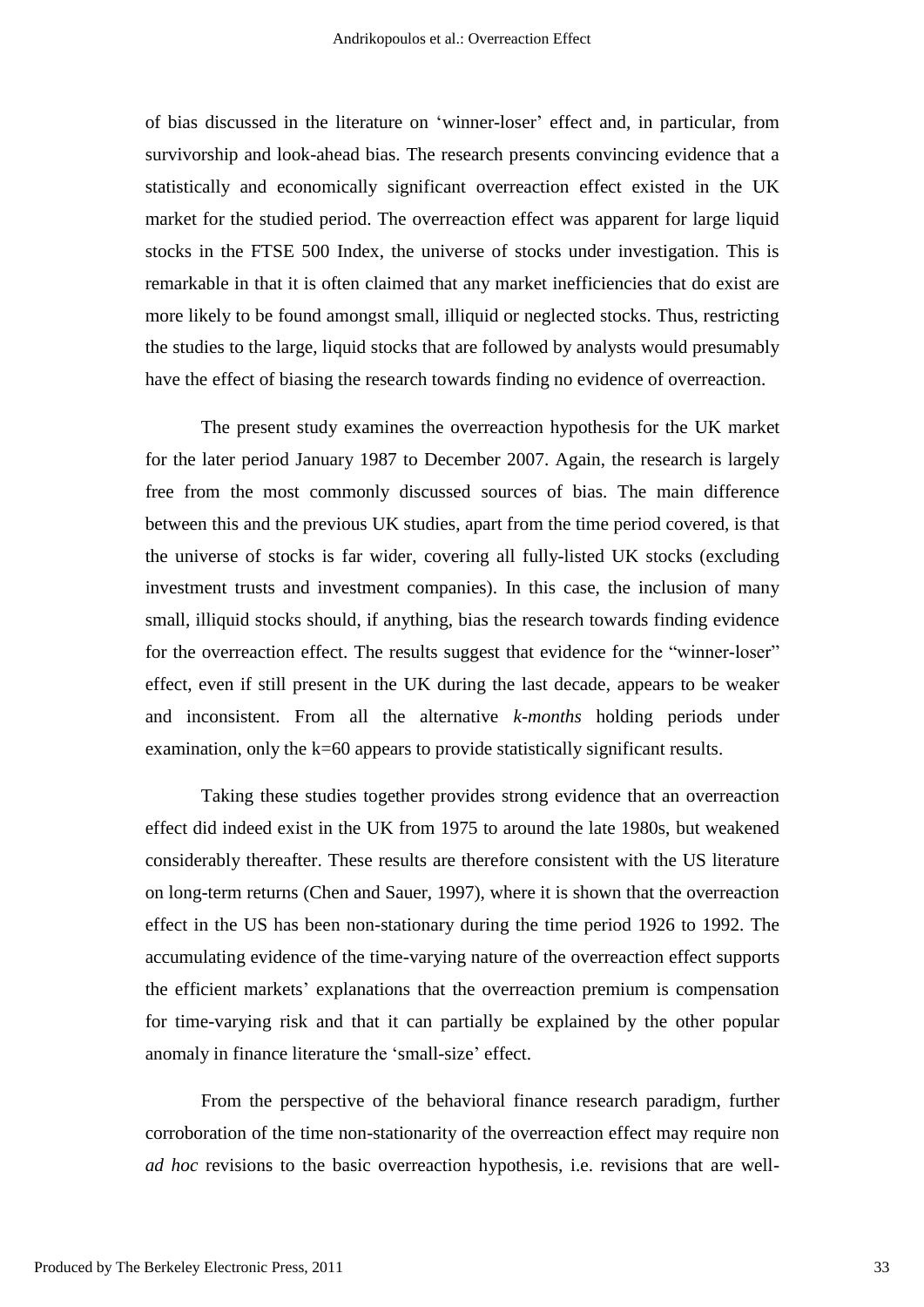of bias discussed in the literature on 'winner-loser' effect and, in particular, from survivorship and look-ahead bias. The research presents convincing evidence that a statistically and economically significant overreaction effect existed in the UK market for the studied period. The overreaction effect was apparent for large liquid stocks in the FTSE 500 Index, the universe of stocks under investigation. This is remarkable in that it is often claimed that any market inefficiencies that do exist are more likely to be found amongst small, illiquid or neglected stocks. Thus, restricting the studies to the large, liquid stocks that are followed by analysts would presumably have the effect of biasing the research towards finding no evidence of overreaction.

The present study examines the overreaction hypothesis for the UK market for the later period January 1987 to December 2007. Again, the research is largely free from the most commonly discussed sources of bias. The main difference between this and the previous UK studies, apart from the time period covered, is that the universe of stocks is far wider, covering all fully-listed UK stocks (excluding investment trusts and investment companies). In this case, the inclusion of many small, illiquid stocks should, if anything, bias the research towards finding evidence for the overreaction effect. The results suggest that evidence for the "winner-loser" effect, even if still present in the UK during the last decade, appears to be weaker and inconsistent. From all the alternative *k-months* holding periods under examination, only the k=60 appears to provide statistically significant results.

Taking these studies together provides strong evidence that an overreaction effect did indeed exist in the UK from 1975 to around the late 1980s, but weakened considerably thereafter. These results are therefore consistent with the US literature on long-term returns (Chen and Sauer, 1997), where it is shown that the overreaction effect in the US has been non-stationary during the time period 1926 to 1992. The accumulating evidence of the time-varying nature of the overreaction effect supports the efficient markets' explanations that the overreaction premium is compensation for time-varying risk and that it can partially be explained by the other popular anomaly in finance literature the 'small-size' effect.

From the perspective of the behavioral finance research paradigm, further corroboration of the time non-stationarity of the overreaction effect may require non *ad hoc* revisions to the basic overreaction hypothesis, i.e. revisions that are well-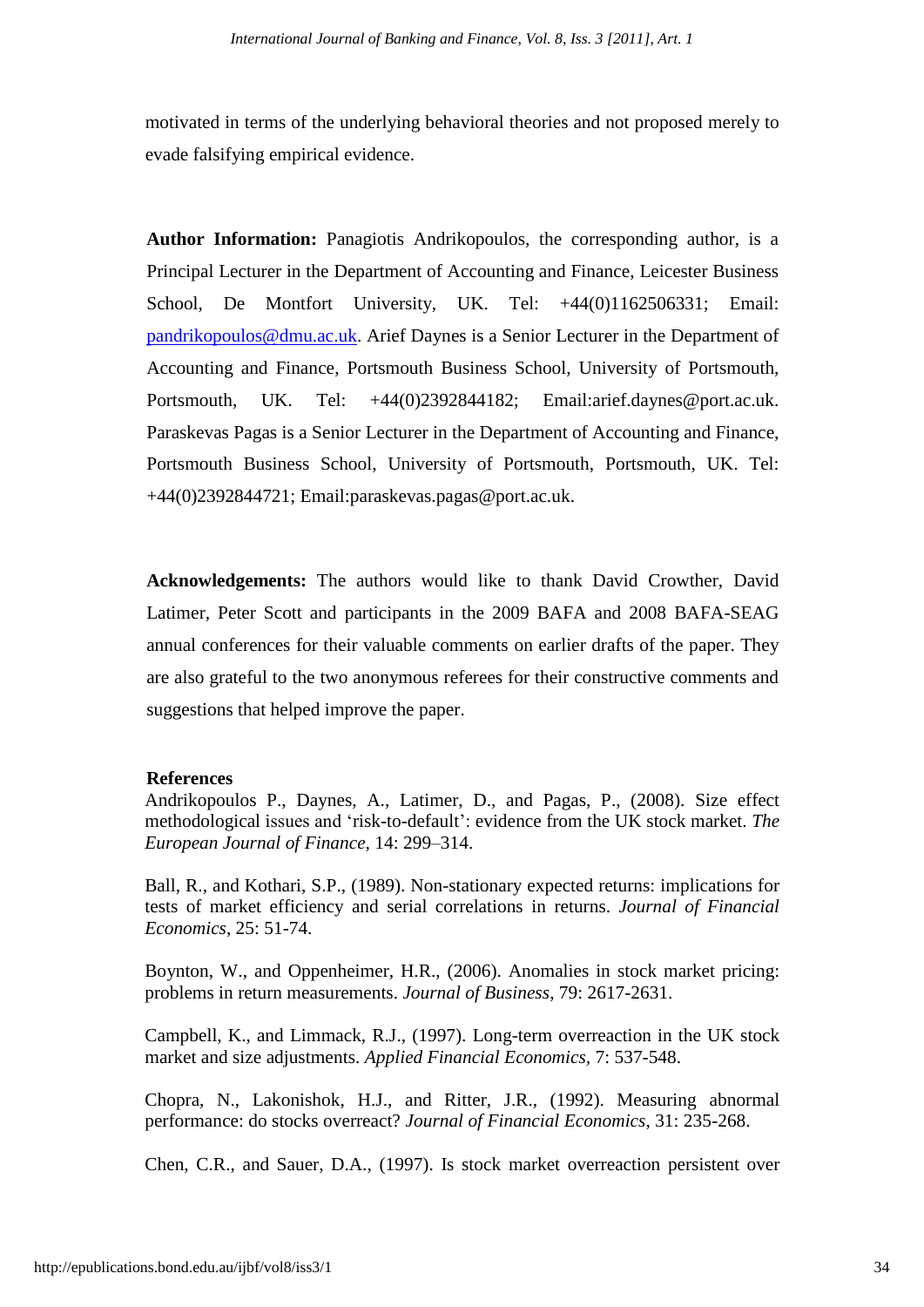motivated in terms of the underlying behavioral theories and not proposed merely to evade falsifying empirical evidence.

**Author Information:** Panagiotis Andrikopoulos, the corresponding author, is a Principal Lecturer in the Department of Accounting and Finance, Leicester Business School, De Montfort University, UK. Tel: +44(0)1162506331; Email: pandrikopoulos@dmu.ac.uk. Arief Daynes is a Senior Lecturer in the Department of Accounting and Finance, Portsmouth Business School, University of Portsmouth, Portsmouth, UK. Tel: +44(0)2392844182; Email:arief.daynes@port.ac.uk. Paraskevas Pagas is a Senior Lecturer in the Department of Accounting and Finance, Portsmouth Business School, University of Portsmouth, Portsmouth, UK. Tel: +44(0)2392844721; Email:paraskevas.pagas@port.ac.uk.

**Acknowledgements:** The authors would like to thank David Crowther, David Latimer, Peter Scott and participants in the 2009 BAFA and 2008 BAFA-SEAG annual conferences for their valuable comments on earlier drafts of the paper. They are also grateful to the two anonymous referees for their constructive comments and suggestions that helped improve the paper.

**References**

Andrikopoulos P., Daynes, A., Latimer, D., and Pagas, P., (2008). Size effect methodological issues and 'risk-to-default': evidence from the UK stock market. *The European Journal of Finance*, 14: 299–314.

Ball, R., and Kothari, S.P., (1989). Non-stationary expected returns: implications for tests of market efficiency and serial correlations in returns. *Journal of Financial Economics*, 25: 51-74.

Boynton, W., and Oppenheimer, H.R., (2006). Anomalies in stock market pricing: problems in return measurements. *Journal of Business*, 79: 2617-2631.

Campbell, K., and Limmack, R.J., (1997). Long-term overreaction in the UK stock market and size adjustments. *Applied Financial Economics*, 7: 537-548.

Chopra, N., Lakonishok, H.J., and Ritter, J.R., (1992). Measuring abnormal performance: do stocks overreact? *Journal of Financial Economics*, 31: 235-268.

Chen, C.R., and Sauer, D.A., (1997). Is stock market overreaction persistent over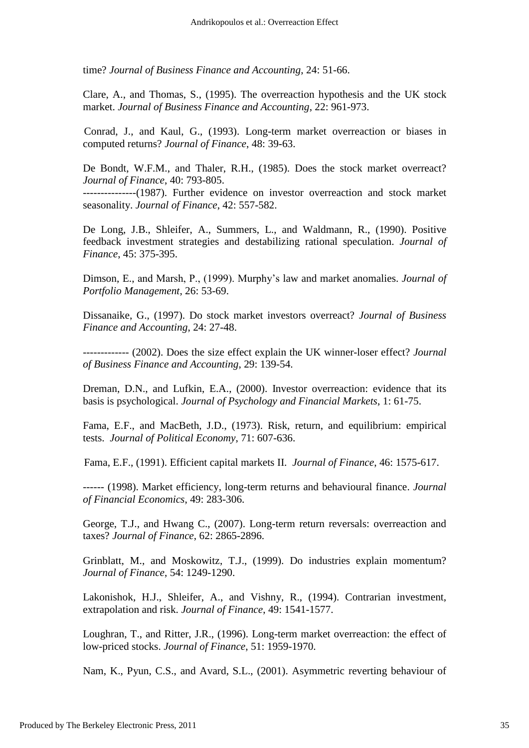time? *Journal of Business Finance and Accounting*, 24: 51-66.

Clare, A., and Thomas, S., (1995). The overreaction hypothesis and the UK stock market. *Journal of Business Finance and Accounting*, 22: 961-973.

Conrad, J., and Kaul, G., (1993). Long-term market overreaction or biases in computed returns? *Journal of Finance*, 48: 39-63.

De Bondt, W.F.M., and Thaler, R.H., (1985). Does the stock market overreact? *Journal of Finance*, 40: 793-805.
---------------(1987). Further evidence on investor overreaction and stock market seasonality. *Journal of Finance*, 42: 557-582.

De Long, J.B., Shleifer, A., Summers, L., and Waldmann, R., (1990). Positive feedback investment strategies and destabilizing rational speculation. *Journal of Finance*, 45: 375-395.

Dimson, E., and Marsh, P., (1999). Murphy's law and market anomalies. *Journal of Portfolio Management*, 26: 53-69.

Dissanaike, G., (1997). Do stock market investors overreact? *Journal of Business Finance and Accounting*, 24: 27-48.

------------- (2002). Does the size effect explain the UK winner-loser effect? *Journal of Business Finance and Accounting*, 29: 139-54.

Dreman, D.N., and Lufkin, E.A., (2000). Investor overreaction: evidence that its basis is psychological. *Journal of Psychology and Financial Markets*, 1: 61-75.

Fama, E.F., and MacBeth, J.D., (1973). Risk, return, and equilibrium: empirical tests. *Journal of Political Economy*, 71: 607-636.

Fama, E.F., (1991). Efficient capital markets II. *Journal of Finance*, 46: 1575-617.

------ (1998). Market efficiency, long-term returns and behavioural finance. *Journal of Financial Economics*, 49: 283-306.

George, T.J., and Hwang C., (2007). Long-term return reversals: overreaction and taxes? *Journal of Finance*, 62: 2865-2896.

Grinblatt, M., and Moskowitz, T.J., (1999). Do industries explain momentum? *Journal of Finance*, 54: 1249-1290.

Lakonishok, H.J., Shleifer, A., and Vishny, R., (1994). Contrarian investment, extrapolation and risk. *Journal of Finance*, 49: 1541-1577.

Loughran, T., and Ritter, J.R., (1996). Long-term market overreaction: the effect of low-priced stocks. *Journal of Finance*, 51: 1959-1970.

Nam, K., Pyun, C.S., and Avard, S.L., (2001). Asymmetric reverting behaviour of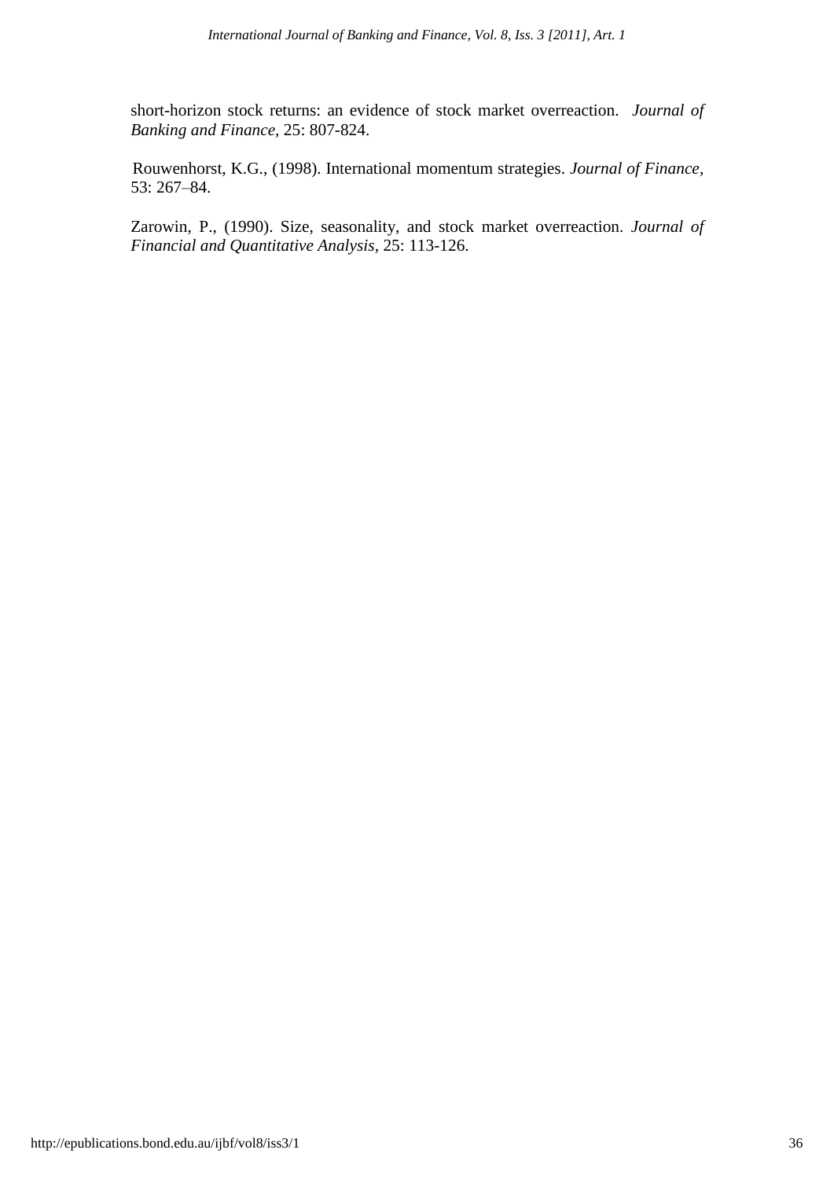short-horizon stock returns: an evidence of stock market overreaction. *Journal of Banking and Finance*, 25: 807-824.

Rouwenhorst, K.G., (1998). International momentum strategies. *Journal of Finance*, 53: 267–84.

Zarowin, P., (1990). Size, seasonality, and stock market overreaction. *Journal of Financial and Quantitative Analysis*, 25: 113-126.